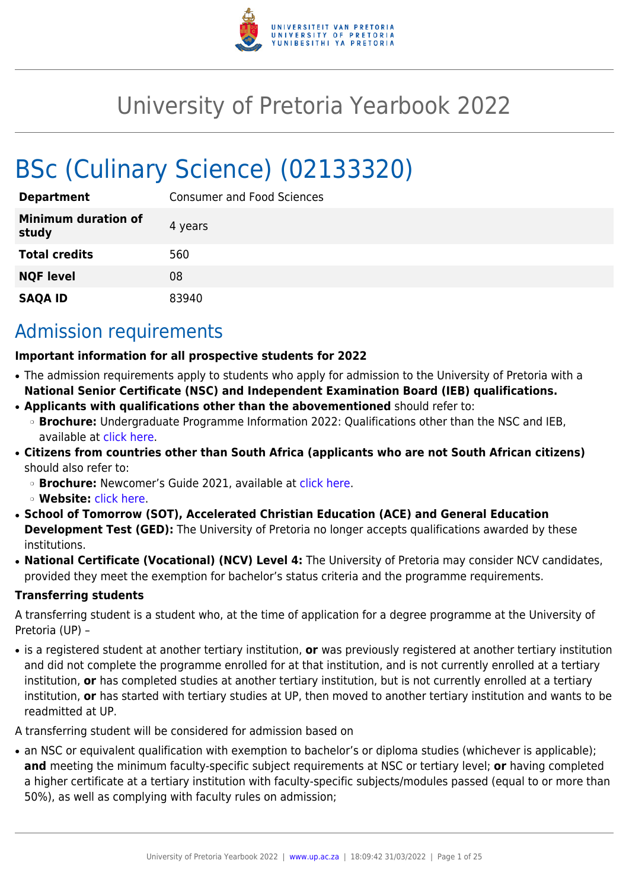# University of Pretoria Yearbook 2022

# BSc (Culinary Science) (02133320)

| | |
|---|---|
| **Department** | Consumer and Food Sciences |
| **Minimum duration of study** | 4 years |
| **Total credits** | 560 |
| **NQF level** | 08 |
| **SAQA ID** | 83940 |

## Admission requirements

**Important information for all prospective students for 2022**

- The admission requirements apply to students who apply for admission to the University of Pretoria with a **National Senior Certificate (NSC) and Independent Examination Board (IEB) qualifications.**
- **Applicants with qualifications other than the abovementioned** should refer to:
  - **Brochure:** Undergraduate Programme Information 2022: Qualifications other than the NSC and IEB, available at click here.
- **Citizens from countries other than South Africa (applicants who are not South African citizens)** should also refer to:
  - **Brochure:** Newcomer's Guide 2021, available at click here.
  - **Website:** click here.
- **School of Tomorrow (SOT), Accelerated Christian Education (ACE) and General Education Development Test (GED):** The University of Pretoria no longer accepts qualifications awarded by these institutions.
- **National Certificate (Vocational) (NCV) Level 4:** The University of Pretoria may consider NCV candidates, provided they meet the exemption for bachelor's status criteria and the programme requirements.

**Transferring students**

A transferring student is a student who, at the time of application for a degree programme at the University of Pretoria (UP) –

- is a registered student at another tertiary institution, **or** was previously registered at another tertiary institution and did not complete the programme enrolled for at that institution, and is not currently enrolled at a tertiary institution, **or** has completed studies at another tertiary institution, but is not currently enrolled at a tertiary institution, **or** has started with tertiary studies at UP, then moved to another tertiary institution and wants to be readmitted at UP.

A transferring student will be considered for admission based on

- an NSC or equivalent qualification with exemption to bachelor's or diploma studies (whichever is applicable); **and** meeting the minimum faculty-specific subject requirements at NSC or tertiary level; **or** having completed a higher certificate at a tertiary institution with faculty-specific subjects/modules passed (equal to or more than 50%), as well as complying with faculty rules on admission;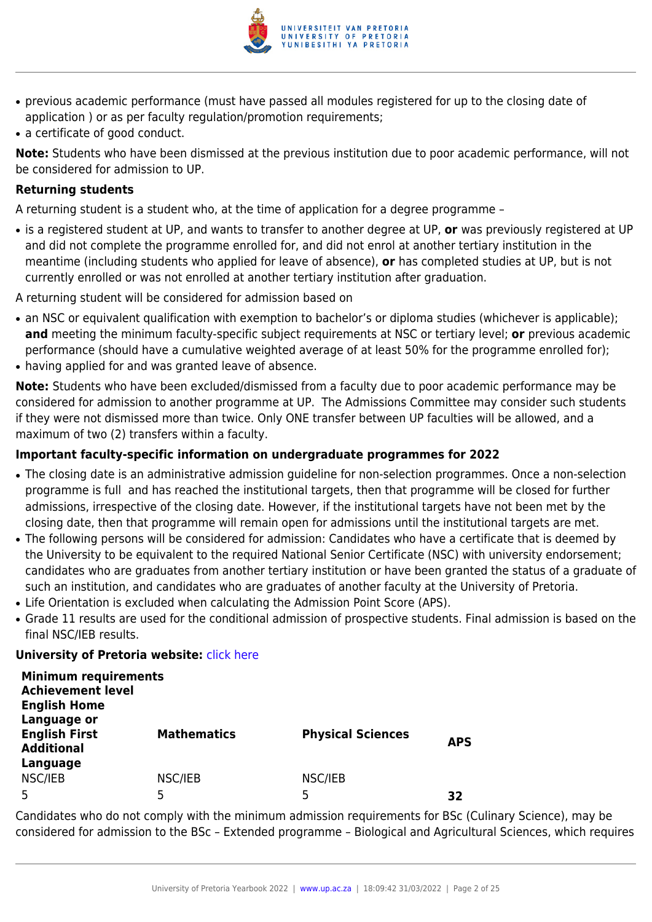- previous academic performance (must have passed all modules registered for up to the closing date of application ) or as per faculty regulation/promotion requirements;
- a certificate of good conduct.

**Note:** Students who have been dismissed at the previous institution due to poor academic performance, will not be considered for admission to UP.

**Returning students**

A returning student is a student who, at the time of application for a degree programme –

- is a registered student at UP, and wants to transfer to another degree at UP, **or** was previously registered at UP and did not complete the programme enrolled for, and did not enrol at another tertiary institution in the meantime (including students who applied for leave of absence), **or** has completed studies at UP, but is not currently enrolled or was not enrolled at another tertiary institution after graduation.

A returning student will be considered for admission based on

- an NSC or equivalent qualification with exemption to bachelor's or diploma studies (whichever is applicable); **and** meeting the minimum faculty-specific subject requirements at NSC or tertiary level; **or** previous academic performance (should have a cumulative weighted average of at least 50% for the programme enrolled for);
- having applied for and was granted leave of absence.

**Note:** Students who have been excluded/dismissed from a faculty due to poor academic performance may be considered for admission to another programme at UP. The Admissions Committee may consider such students if they were not dismissed more than twice. Only ONE transfer between UP faculties will be allowed, and a maximum of two (2) transfers within a faculty.

**Important faculty-specific information on undergraduate programmes for 2022**

- The closing date is an administrative admission guideline for non-selection programmes. Once a non-selection programme is full and has reached the institutional targets, then that programme will be closed for further admissions, irrespective of the closing date. However, if the institutional targets have not been met by the closing date, then that programme will remain open for admissions until the institutional targets are met.
- The following persons will be considered for admission: Candidates who have a certificate that is deemed by the University to be equivalent to the required National Senior Certificate (NSC) with university endorsement; candidates who are graduates from another tertiary institution or have been granted the status of a graduate of such an institution, and candidates who are graduates of another faculty at the University of Pretoria.
- Life Orientation is excluded when calculating the Admission Point Score (APS).
- Grade 11 results are used for the conditional admission of prospective students. Final admission is based on the final NSC/IEB results.

**University of Pretoria website:** click here

| **Minimum requirements Achievement level English Home Language or English First Additional Language** | **Mathematics** | **Physical Sciences** | **APS** |
|---|---|---|---|
| NSC/IEB | NSC/IEB | NSC/IEB | |
| 5 | 5 | 5 | **32** |

Candidates who do not comply with the minimum admission requirements for BSc (Culinary Science), may be considered for admission to the BSc – Extended programme – Biological and Agricultural Sciences, which requires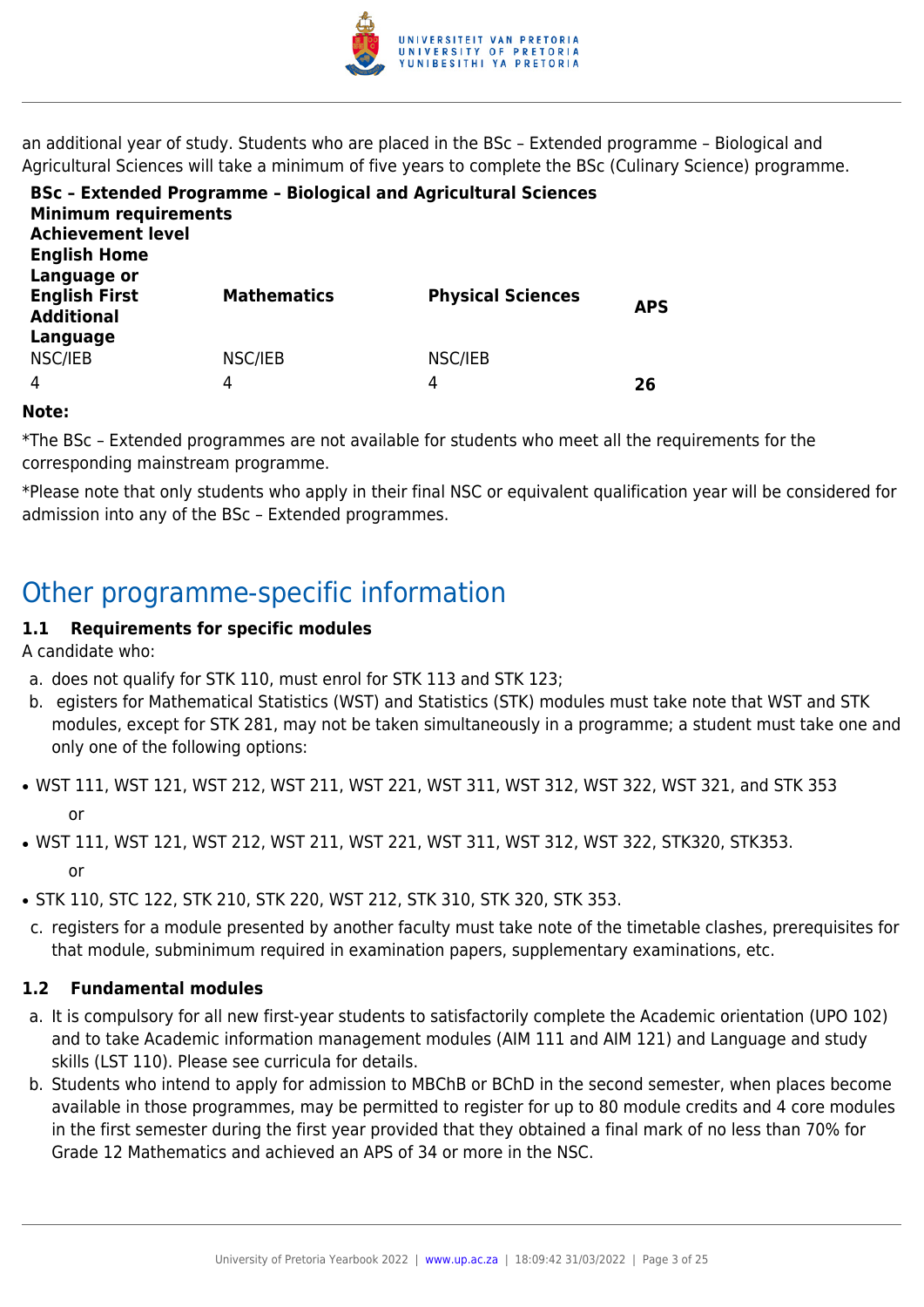an additional year of study. Students who are placed in the BSc – Extended programme – Biological and Agricultural Sciences will take a minimum of five years to complete the BSc (Culinary Science) programme.

**BSc – Extended Programme – Biological and Agricultural Sciences**
**Minimum requirements**

| **Achievement level** | | | |
|---|---|---|---|
| **English Home Language or English First Additional Language** | **Mathematics** | **Physical Sciences** | **APS** |
| NSC/IEB | NSC/IEB | NSC/IEB | |
| 4 | 4 | 4 | **26** |

**Note:**

*The BSc – Extended programmes are not available for students who meet all the requirements for the corresponding mainstream programme.

*Please note that only students who apply in their final NSC or equivalent qualification year will be considered for admission into any of the BSc – Extended programmes.

## Other programme-specific information

### 1.1 Requirements for specific modules

A candidate who:

a. does not qualify for STK 110, must enrol for STK 113 and STK 123;
b. egisters for Mathematical Statistics (WST) and Statistics (STK) modules must take note that WST and STK modules, except for STK 281, may not be taken simultaneously in a programme; a student must take one and only one of the following options:

- WST 111, WST 121, WST 212, WST 211, WST 221, WST 311, WST 312, WST 322, WST 321, and STK 353

  or
- WST 111, WST 121, WST 212, WST 211, WST 221, WST 311, WST 312, WST 322, STK320, STK353.

  or
- STK 110, STC 122, STK 210, STK 220, WST 212, STK 310, STK 320, STK 353.

c. registers for a module presented by another faculty must take note of the timetable clashes, prerequisites for that module, subminimum required in examination papers, supplementary examinations, etc.

### 1.2 Fundamental modules

a. It is compulsory for all new first-year students to satisfactorily complete the Academic orientation (UPO 102) and to take Academic information management modules (AIM 111 and AIM 121) and Language and study skills (LST 110). Please see curricula for details.
b. Students who intend to apply for admission to MBChB or BChD in the second semester, when places become available in those programmes, may be permitted to register for up to 80 module credits and 4 core modules in the first semester during the first year provided that they obtained a final mark of no less than 70% for Grade 12 Mathematics and achieved an APS of 34 or more in the NSC.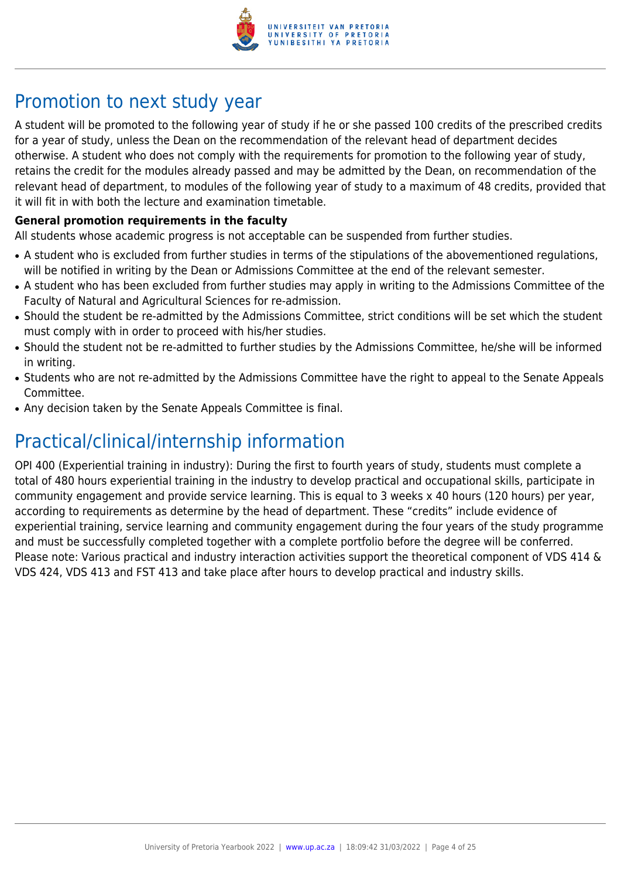## Promotion to next study year

A student will be promoted to the following year of study if he or she passed 100 credits of the prescribed credits for a year of study, unless the Dean on the recommendation of the relevant head of department decides otherwise. A student who does not comply with the requirements for promotion to the following year of study, retains the credit for the modules already passed and may be admitted by the Dean, on recommendation of the relevant head of department, to modules of the following year of study to a maximum of 48 credits, provided that it will fit in with both the lecture and examination timetable.

**General promotion requirements in the faculty**

All students whose academic progress is not acceptable can be suspended from further studies.

- A student who is excluded from further studies in terms of the stipulations of the abovementioned regulations, will be notified in writing by the Dean or Admissions Committee at the end of the relevant semester.
- A student who has been excluded from further studies may apply in writing to the Admissions Committee of the Faculty of Natural and Agricultural Sciences for re-admission.
- Should the student be re-admitted by the Admissions Committee, strict conditions will be set which the student must comply with in order to proceed with his/her studies.
- Should the student not be re-admitted to further studies by the Admissions Committee, he/she will be informed in writing.
- Students who are not re-admitted by the Admissions Committee have the right to appeal to the Senate Appeals Committee.
- Any decision taken by the Senate Appeals Committee is final.

## Practical/clinical/internship information

OPI 400 (Experiential training in industry): During the first to fourth years of study, students must complete a total of 480 hours experiential training in the industry to develop practical and occupational skills, participate in community engagement and provide service learning. This is equal to 3 weeks x 40 hours (120 hours) per year, according to requirements as determine by the head of department. These "credits" include evidence of experiential training, service learning and community engagement during the four years of the study programme and must be successfully completed together with a complete portfolio before the degree will be conferred. Please note: Various practical and industry interaction activities support the theoretical component of VDS 414 & VDS 424, VDS 413 and FST 413 and take place after hours to develop practical and industry skills.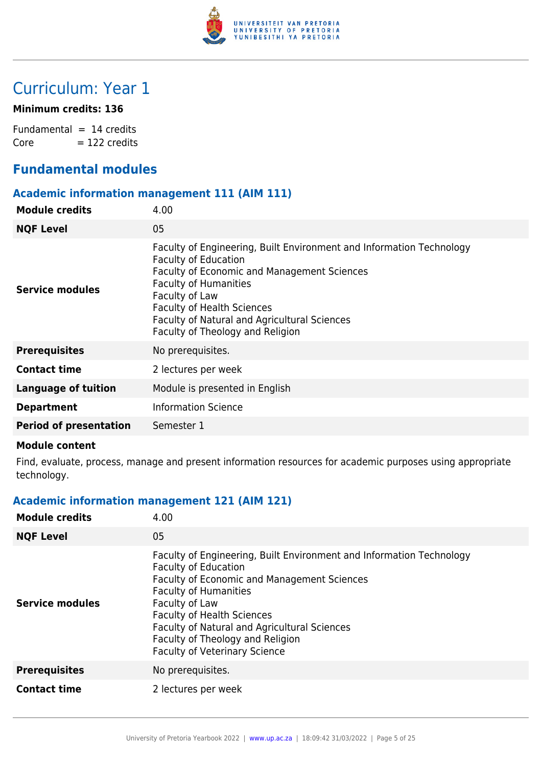# Curriculum: Year 1

**Minimum credits: 136**

Fundamental = 14 credits
Core = 122 credits

## Fundamental modules

### Academic information management 111 (AIM 111)

| | |
|---|---|
| **Module credits** | 4.00 |
| **NQF Level** | 05 |
| **Service modules** | Faculty of Engineering, Built Environment and Information Technology<br>Faculty of Education<br>Faculty of Economic and Management Sciences<br>Faculty of Humanities<br>Faculty of Law<br>Faculty of Health Sciences<br>Faculty of Natural and Agricultural Sciences<br>Faculty of Theology and Religion |
| **Prerequisites** | No prerequisites. |
| **Contact time** | 2 lectures per week |
| **Language of tuition** | Module is presented in English |
| **Department** | Information Science |
| **Period of presentation** | Semester 1 |

**Module content**

Find, evaluate, process, manage and present information resources for academic purposes using appropriate technology.

### Academic information management 121 (AIM 121)

| | |
|---|---|
| **Module credits** | 4.00 |
| **NQF Level** | 05 |
| **Service modules** | Faculty of Engineering, Built Environment and Information Technology<br>Faculty of Education<br>Faculty of Economic and Management Sciences<br>Faculty of Humanities<br>Faculty of Law<br>Faculty of Health Sciences<br>Faculty of Natural and Agricultural Sciences<br>Faculty of Theology and Religion<br>Faculty of Veterinary Science |
| **Prerequisites** | No prerequisites. |
| **Contact time** | 2 lectures per week |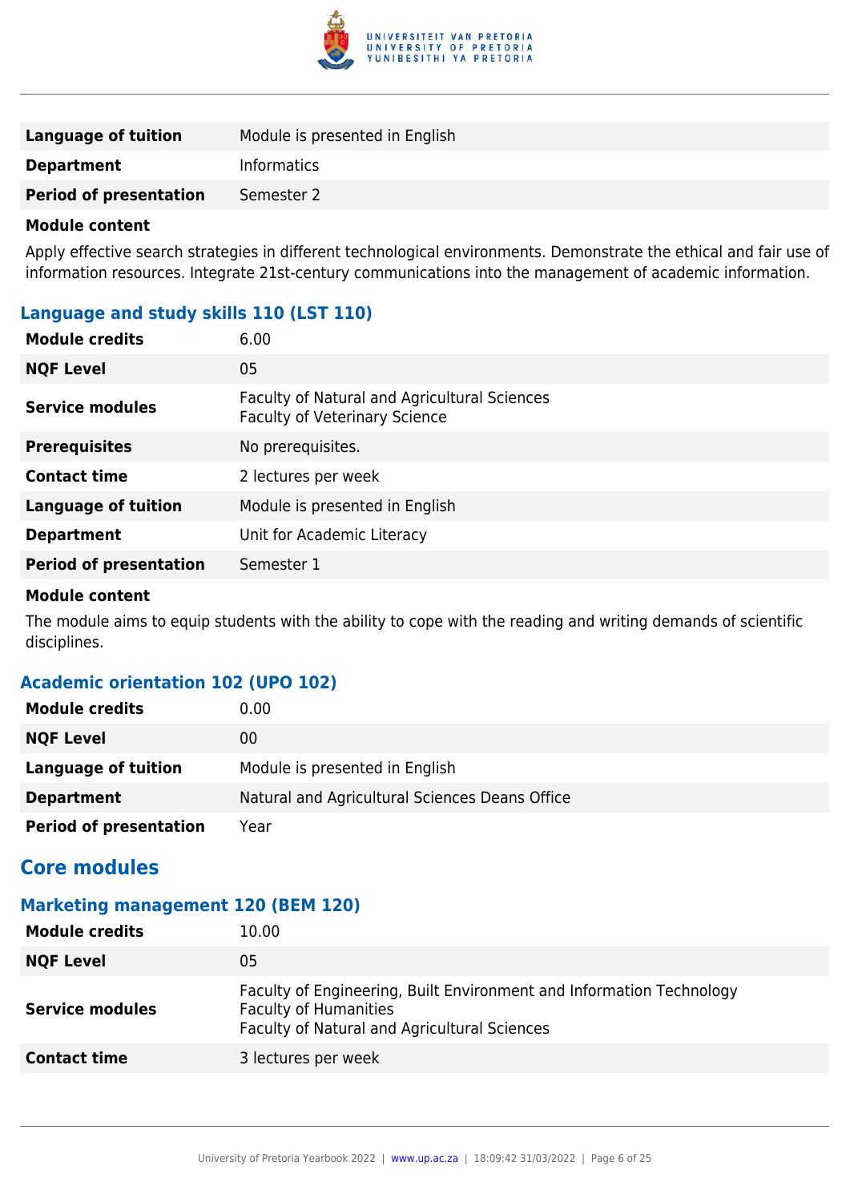| | |
|---|---|
| **Language of tuition** | Module is presented in English |
| **Department** | Informatics |
| **Period of presentation** | Semester 2 |

**Module content**

Apply effective search strategies in different technological environments. Demonstrate the ethical and fair use of information resources. Integrate 21st-century communications into the management of academic information.

### Language and study skills 110 (LST 110)

| | |
|---|---|
| **Module credits** | 6.00 |
| **NQF Level** | 05 |
| **Service modules** | Faculty of Natural and Agricultural Sciences<br>Faculty of Veterinary Science |
| **Prerequisites** | No prerequisites. |
| **Contact time** | 2 lectures per week |
| **Language of tuition** | Module is presented in English |
| **Department** | Unit for Academic Literacy |
| **Period of presentation** | Semester 1 |

**Module content**

The module aims to equip students with the ability to cope with the reading and writing demands of scientific disciplines.

### Academic orientation 102 (UPO 102)

| | |
|---|---|
| **Module credits** | 0.00 |
| **NQF Level** | 00 |
| **Language of tuition** | Module is presented in English |
| **Department** | Natural and Agricultural Sciences Deans Office |
| **Period of presentation** | Year |

## Core modules

### Marketing management 120 (BEM 120)

| | |
|---|---|
| **Module credits** | 10.00 |
| **NQF Level** | 05 |
| **Service modules** | Faculty of Engineering, Built Environment and Information Technology<br>Faculty of Humanities<br>Faculty of Natural and Agricultural Sciences |
| **Contact time** | 3 lectures per week |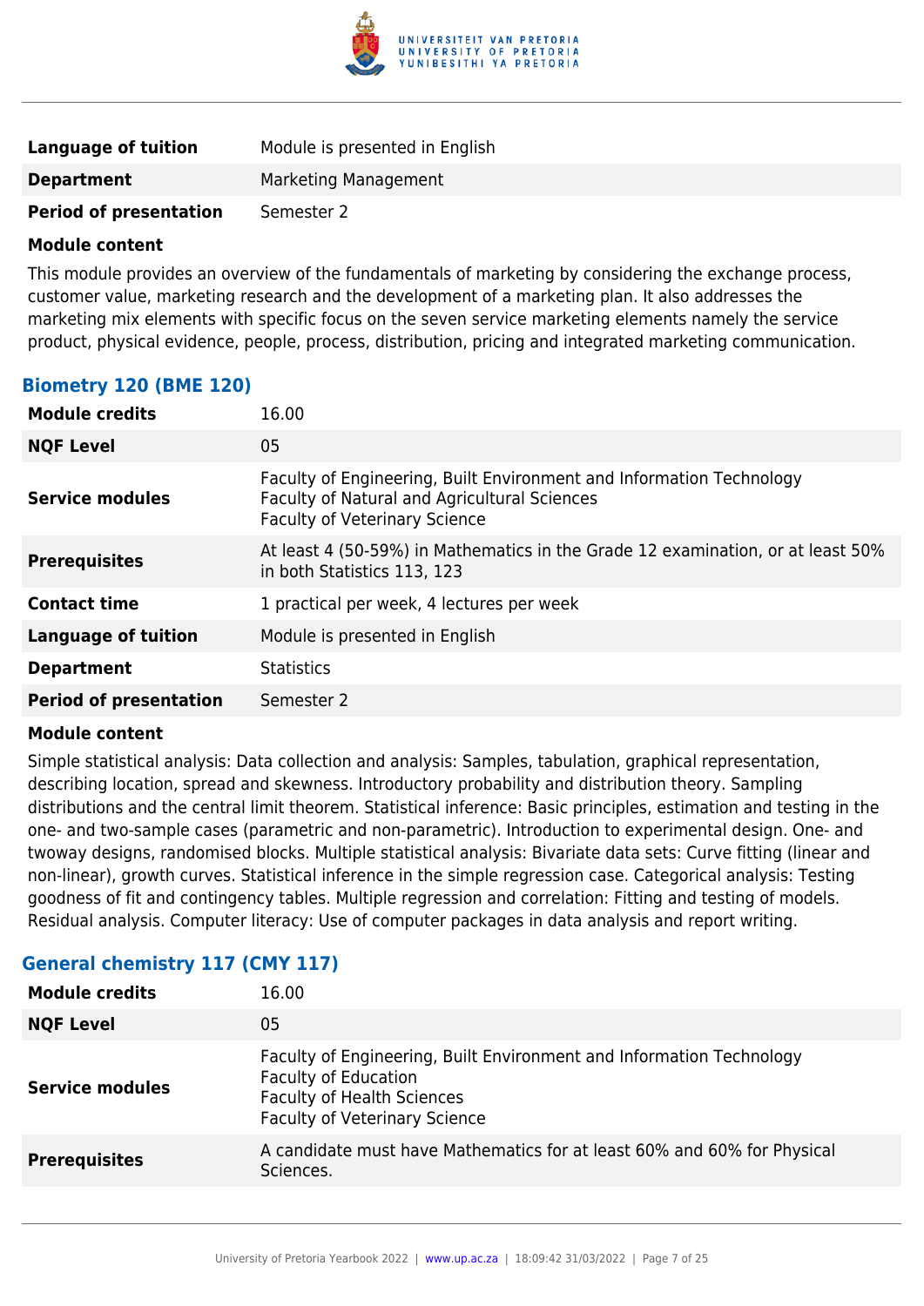| | |
|---|---|
| **Language of tuition** | Module is presented in English |
| **Department** | Marketing Management |
| **Period of presentation** | Semester 2 |

**Module content**

This module provides an overview of the fundamentals of marketing by considering the exchange process, customer value, marketing research and the development of a marketing plan. It also addresses the marketing mix elements with specific focus on the seven service marketing elements namely the service product, physical evidence, people, process, distribution, pricing and integrated marketing communication.

### Biometry 120 (BME 120)

| | |
|---|---|
| **Module credits** | 16.00 |
| **NQF Level** | 05 |
| **Service modules** | Faculty of Engineering, Built Environment and Information Technology<br>Faculty of Natural and Agricultural Sciences<br>Faculty of Veterinary Science |
| **Prerequisites** | At least 4 (50-59%) in Mathematics in the Grade 12 examination, or at least 50% in both Statistics 113, 123 |
| **Contact time** | 1 practical per week, 4 lectures per week |
| **Language of tuition** | Module is presented in English |
| **Department** | Statistics |
| **Period of presentation** | Semester 2 |

**Module content**

Simple statistical analysis: Data collection and analysis: Samples, tabulation, graphical representation, describing location, spread and skewness. Introductory probability and distribution theory. Sampling distributions and the central limit theorem. Statistical inference: Basic principles, estimation and testing in the one- and two-sample cases (parametric and non-parametric). Introduction to experimental design. One- and twoway designs, randomised blocks. Multiple statistical analysis: Bivariate data sets: Curve fitting (linear and non-linear), growth curves. Statistical inference in the simple regression case. Categorical analysis: Testing goodness of fit and contingency tables. Multiple regression and correlation: Fitting and testing of models. Residual analysis. Computer literacy: Use of computer packages in data analysis and report writing.

### General chemistry 117 (CMY 117)

| | |
|---|---|
| **Module credits** | 16.00 |
| **NQF Level** | 05 |
| **Service modules** | Faculty of Engineering, Built Environment and Information Technology<br>Faculty of Education<br>Faculty of Health Sciences<br>Faculty of Veterinary Science |
| **Prerequisites** | A candidate must have Mathematics for at least 60% and 60% for Physical Sciences. |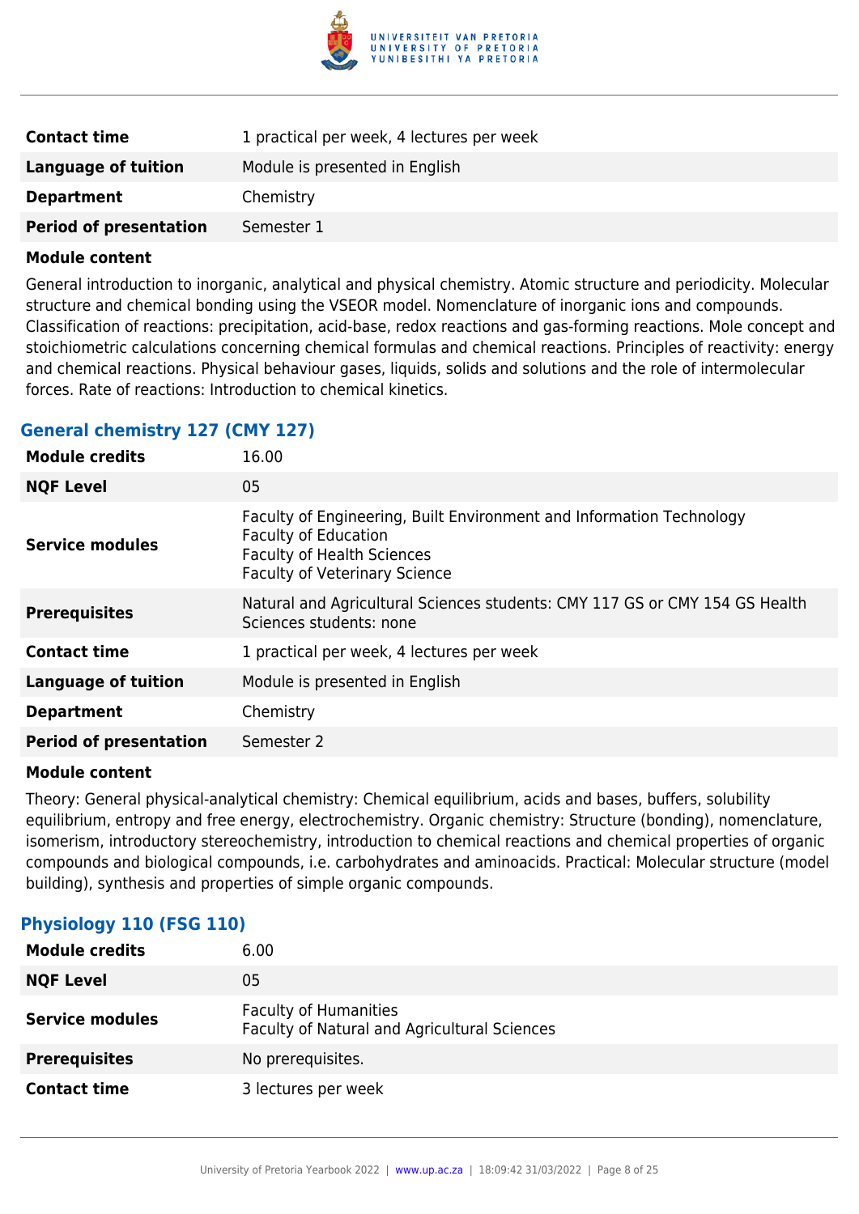| | |
|---|---|
| **Contact time** | 1 practical per week, 4 lectures per week |
| **Language of tuition** | Module is presented in English |
| **Department** | Chemistry |
| **Period of presentation** | Semester 1 |

**Module content**

General introduction to inorganic, analytical and physical chemistry. Atomic structure and periodicity. Molecular structure and chemical bonding using the VSEOR model. Nomenclature of inorganic ions and compounds. Classification of reactions: precipitation, acid-base, redox reactions and gas-forming reactions. Mole concept and stoichiometric calculations concerning chemical formulas and chemical reactions. Principles of reactivity: energy and chemical reactions. Physical behaviour gases, liquids, solids and solutions and the role of intermolecular forces. Rate of reactions: Introduction to chemical kinetics.

### General chemistry 127 (CMY 127)

| | |
|---|---|
| **Module credits** | 16.00 |
| **NQF Level** | 05 |
| **Service modules** | Faculty of Engineering, Built Environment and Information Technology<br>Faculty of Education<br>Faculty of Health Sciences<br>Faculty of Veterinary Science |
| **Prerequisites** | Natural and Agricultural Sciences students: CMY 117 GS or CMY 154 GS Health Sciences students: none |
| **Contact time** | 1 practical per week, 4 lectures per week |
| **Language of tuition** | Module is presented in English |
| **Department** | Chemistry |
| **Period of presentation** | Semester 2 |

**Module content**

Theory: General physical-analytical chemistry: Chemical equilibrium, acids and bases, buffers, solubility equilibrium, entropy and free energy, electrochemistry. Organic chemistry: Structure (bonding), nomenclature, isomerism, introductory stereochemistry, introduction to chemical reactions and chemical properties of organic compounds and biological compounds, i.e. carbohydrates and aminoacids. Practical: Molecular structure (model building), synthesis and properties of simple organic compounds.

### Physiology 110 (FSG 110)

| | |
|---|---|
| **Module credits** | 6.00 |
| **NQF Level** | 05 |
| **Service modules** | Faculty of Humanities<br>Faculty of Natural and Agricultural Sciences |
| **Prerequisites** | No prerequisites. |
| **Contact time** | 3 lectures per week |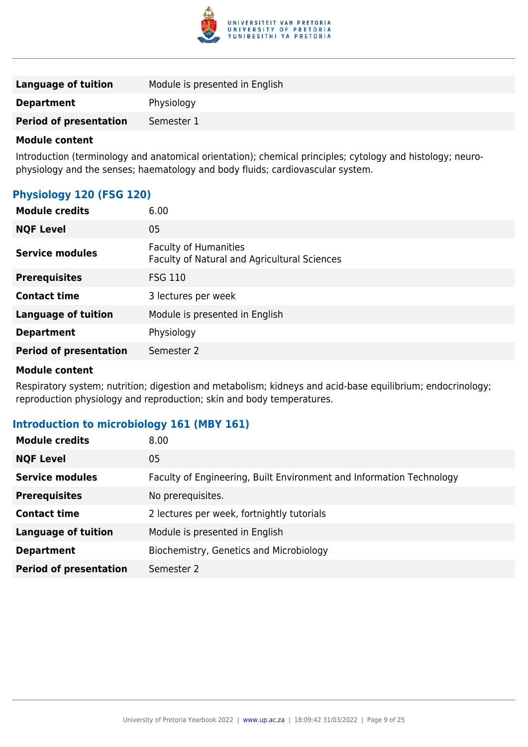| | |
|---|---|
| **Language of tuition** | Module is presented in English |
| **Department** | Physiology |
| **Period of presentation** | Semester 1 |

**Module content**

Introduction (terminology and anatomical orientation); chemical principles; cytology and histology; neuro-physiology and the senses; haematology and body fluids; cardiovascular system.

### Physiology 120 (FSG 120)

| | |
|---|---|
| **Module credits** | 6.00 |
| **NQF Level** | 05 |
| **Service modules** | Faculty of Humanities<br>Faculty of Natural and Agricultural Sciences |
| **Prerequisites** | FSG 110 |
| **Contact time** | 3 lectures per week |
| **Language of tuition** | Module is presented in English |
| **Department** | Physiology |
| **Period of presentation** | Semester 2 |

**Module content**

Respiratory system; nutrition; digestion and metabolism; kidneys and acid-base equilibrium; endocrinology; reproduction physiology and reproduction; skin and body temperatures.

### Introduction to microbiology 161 (MBY 161)

| | |
|---|---|
| **Module credits** | 8.00 |
| **NQF Level** | 05 |
| **Service modules** | Faculty of Engineering, Built Environment and Information Technology |
| **Prerequisites** | No prerequisites. |
| **Contact time** | 2 lectures per week, fortnightly tutorials |
| **Language of tuition** | Module is presented in English |
| **Department** | Biochemistry, Genetics and Microbiology |
| **Period of presentation** | Semester 2 |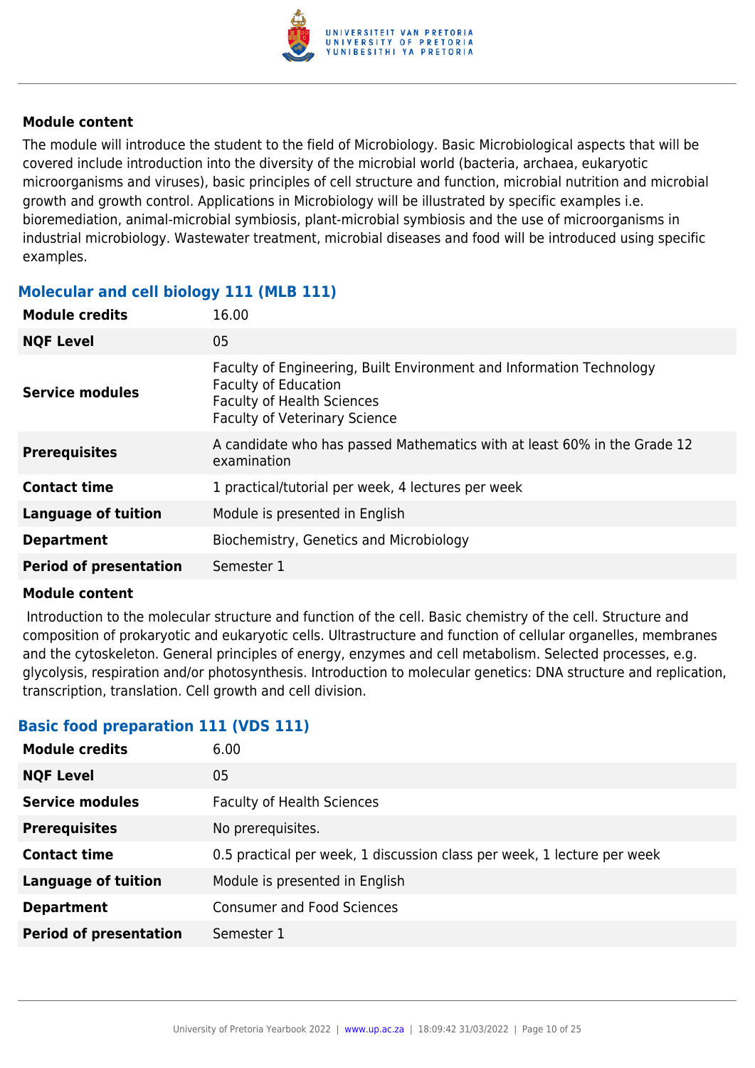**Module content**

The module will introduce the student to the field of Microbiology. Basic Microbiological aspects that will be covered include introduction into the diversity of the microbial world (bacteria, archaea, eukaryotic microorganisms and viruses), basic principles of cell structure and function, microbial nutrition and microbial growth and growth control. Applications in Microbiology will be illustrated by specific examples i.e. bioremediation, animal-microbial symbiosis, plant-microbial symbiosis and the use of microorganisms in industrial microbiology. Wastewater treatment, microbial diseases and food will be introduced using specific examples.

### Molecular and cell biology 111 (MLB 111)

| | |
|---|---|
| **Module credits** | 16.00 |
| **NQF Level** | 05 |
| **Service modules** | Faculty of Engineering, Built Environment and Information Technology<br>Faculty of Education<br>Faculty of Health Sciences<br>Faculty of Veterinary Science |
| **Prerequisites** | A candidate who has passed Mathematics with at least 60% in the Grade 12 examination |
| **Contact time** | 1 practical/tutorial per week, 4 lectures per week |
| **Language of tuition** | Module is presented in English |
| **Department** | Biochemistry, Genetics and Microbiology |
| **Period of presentation** | Semester 1 |

**Module content**

Introduction to the molecular structure and function of the cell. Basic chemistry of the cell. Structure and composition of prokaryotic and eukaryotic cells. Ultrastructure and function of cellular organelles, membranes and the cytoskeleton. General principles of energy, enzymes and cell metabolism. Selected processes, e.g. glycolysis, respiration and/or photosynthesis. Introduction to molecular genetics: DNA structure and replication, transcription, translation. Cell growth and cell division.

### Basic food preparation 111 (VDS 111)

| | |
|---|---|
| **Module credits** | 6.00 |
| **NQF Level** | 05 |
| **Service modules** | Faculty of Health Sciences |
| **Prerequisites** | No prerequisites. |
| **Contact time** | 0.5 practical per week, 1 discussion class per week, 1 lecture per week |
| **Language of tuition** | Module is presented in English |
| **Department** | Consumer and Food Sciences |
| **Period of presentation** | Semester 1 |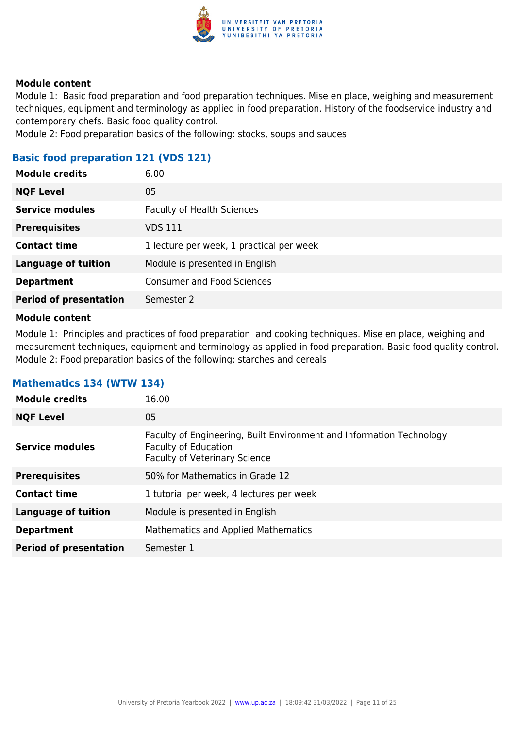**Module content**

Module 1: Basic food preparation and food preparation techniques. Mise en place, weighing and measurement techniques, equipment and terminology as applied in food preparation. History of the foodservice industry and contemporary chefs. Basic food quality control.

Module 2: Food preparation basics of the following: stocks, soups and sauces

### Basic food preparation 121 (VDS 121)

| | |
|---|---|
| **Module credits** | 6.00 |
| **NQF Level** | 05 |
| **Service modules** | Faculty of Health Sciences |
| **Prerequisites** | VDS 111 |
| **Contact time** | 1 lecture per week, 1 practical per week |
| **Language of tuition** | Module is presented in English |
| **Department** | Consumer and Food Sciences |
| **Period of presentation** | Semester 2 |

**Module content**

Module 1: Principles and practices of food preparation and cooking techniques. Mise en place, weighing and measurement techniques, equipment and terminology as applied in food preparation. Basic food quality control.

Module 2: Food preparation basics of the following: starches and cereals

### Mathematics 134 (WTW 134)

| | |
|---|---|
| **Module credits** | 16.00 |
| **NQF Level** | 05 |
| **Service modules** | Faculty of Engineering, Built Environment and Information Technology<br>Faculty of Education<br>Faculty of Veterinary Science |
| **Prerequisites** | 50% for Mathematics in Grade 12 |
| **Contact time** | 1 tutorial per week, 4 lectures per week |
| **Language of tuition** | Module is presented in English |
| **Department** | Mathematics and Applied Mathematics |
| **Period of presentation** | Semester 1 |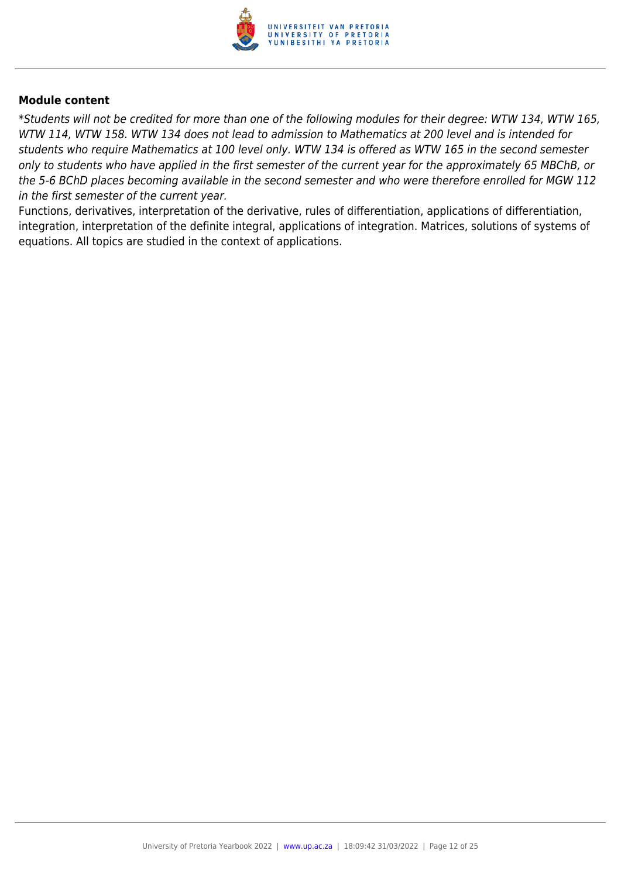### Module content

*\*Students will not be credited for more than one of the following modules for their degree: WTW 134, WTW 165, WTW 114, WTW 158. WTW 134 does not lead to admission to Mathematics at 200 level and is intended for students who require Mathematics at 100 level only. WTW 134 is offered as WTW 165 in the second semester only to students who have applied in the first semester of the current year for the approximately 65 MBChB, or the 5-6 BChD places becoming available in the second semester and who were therefore enrolled for MGW 112 in the first semester of the current year.*

Functions, derivatives, interpretation of the derivative, rules of differentiation, applications of differentiation, integration, interpretation of the definite integral, applications of integration. Matrices, solutions of systems of equations. All topics are studied in the context of applications.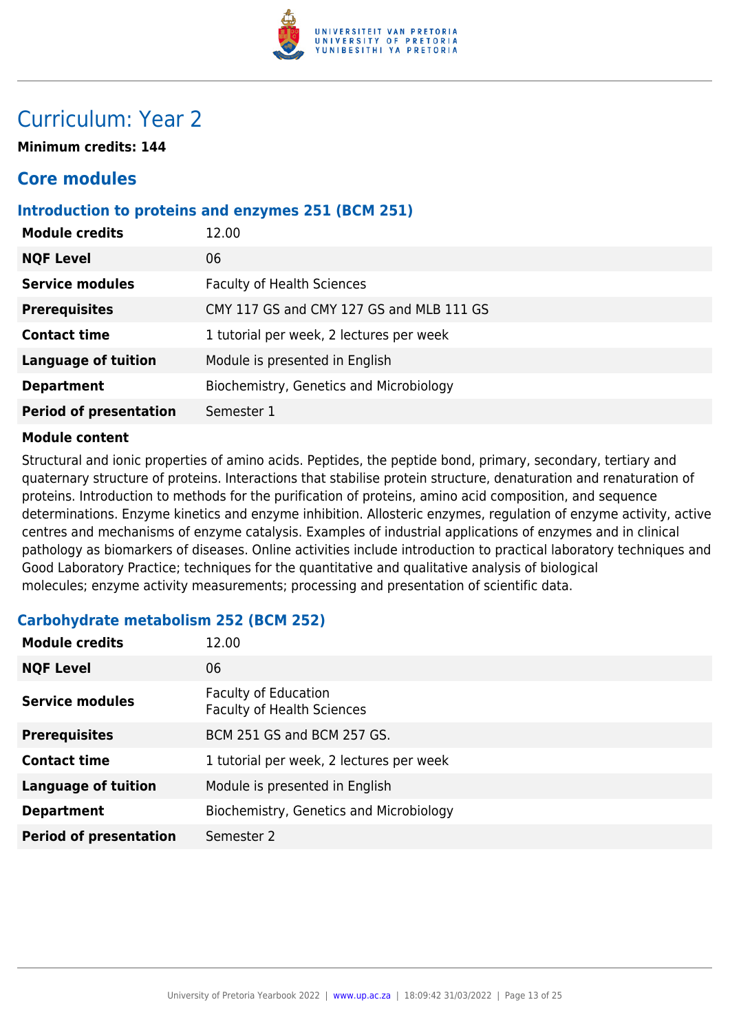# Curriculum: Year 2

**Minimum credits: 144**

## Core modules

### Introduction to proteins and enzymes 251 (BCM 251)

| | |
|---|---|
| **Module credits** | 12.00 |
| **NQF Level** | 06 |
| **Service modules** | Faculty of Health Sciences |
| **Prerequisites** | CMY 117 GS and CMY 127 GS and MLB 111 GS |
| **Contact time** | 1 tutorial per week, 2 lectures per week |
| **Language of tuition** | Module is presented in English |
| **Department** | Biochemistry, Genetics and Microbiology |
| **Period of presentation** | Semester 1 |

**Module content**

Structural and ionic properties of amino acids. Peptides, the peptide bond, primary, secondary, tertiary and quaternary structure of proteins. Interactions that stabilise protein structure, denaturation and renaturation of proteins. Introduction to methods for the purification of proteins, amino acid composition, and sequence determinations. Enzyme kinetics and enzyme inhibition. Allosteric enzymes, regulation of enzyme activity, active centres and mechanisms of enzyme catalysis. Examples of industrial applications of enzymes and in clinical pathology as biomarkers of diseases. Online activities include introduction to practical laboratory techniques and Good Laboratory Practice; techniques for the quantitative and qualitative analysis of biological molecules; enzyme activity measurements; processing and presentation of scientific data.

### Carbohydrate metabolism 252 (BCM 252)

| | |
|---|---|
| **Module credits** | 12.00 |
| **NQF Level** | 06 |
| **Service modules** | Faculty of Education<br>Faculty of Health Sciences |
| **Prerequisites** | BCM 251 GS and BCM 257 GS. |
| **Contact time** | 1 tutorial per week, 2 lectures per week |
| **Language of tuition** | Module is presented in English |
| **Department** | Biochemistry, Genetics and Microbiology |
| **Period of presentation** | Semester 2 |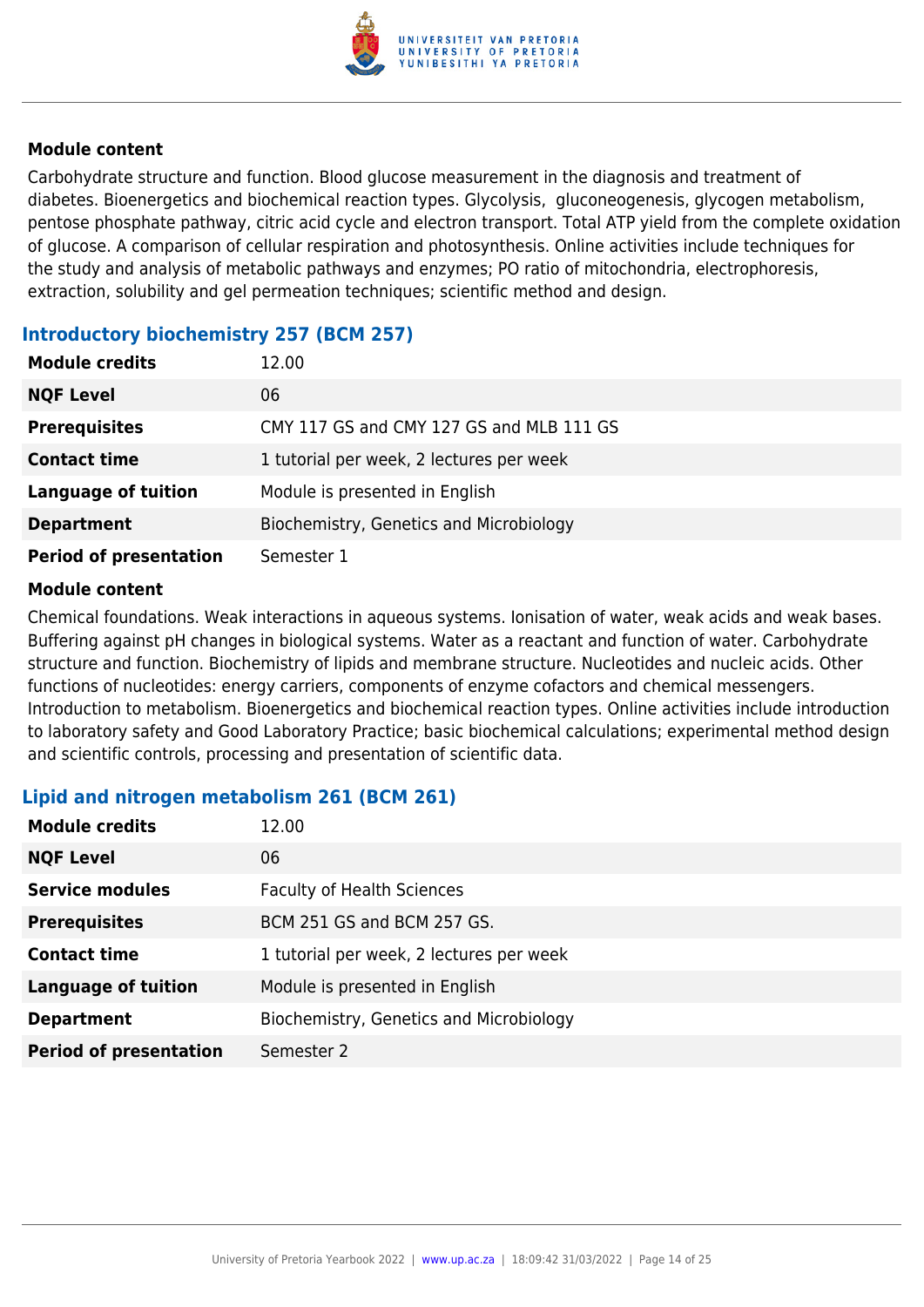**Module content**

Carbohydrate structure and function. Blood glucose measurement in the diagnosis and treatment of diabetes. Bioenergetics and biochemical reaction types. Glycolysis, gluconeogenesis, glycogen metabolism, pentose phosphate pathway, citric acid cycle and electron transport. Total ATP yield from the complete oxidation of glucose. A comparison of cellular respiration and photosynthesis. Online activities include techniques for the study and analysis of metabolic pathways and enzymes; PO ratio of mitochondria, electrophoresis, extraction, solubility and gel permeation techniques; scientific method and design.

### Introductory biochemistry 257 (BCM 257)

| | |
|---|---|
| **Module credits** | 12.00 |
| **NQF Level** | 06 |
| **Prerequisites** | CMY 117 GS and CMY 127 GS and MLB 111 GS |
| **Contact time** | 1 tutorial per week, 2 lectures per week |
| **Language of tuition** | Module is presented in English |
| **Department** | Biochemistry, Genetics and Microbiology |
| **Period of presentation** | Semester 1 |

**Module content**

Chemical foundations. Weak interactions in aqueous systems. Ionisation of water, weak acids and weak bases. Buffering against pH changes in biological systems. Water as a reactant and function of water. Carbohydrate structure and function. Biochemistry of lipids and membrane structure. Nucleotides and nucleic acids. Other functions of nucleotides: energy carriers, components of enzyme cofactors and chemical messengers. Introduction to metabolism. Bioenergetics and biochemical reaction types. Online activities include introduction to laboratory safety and Good Laboratory Practice; basic biochemical calculations; experimental method design and scientific controls, processing and presentation of scientific data.

### Lipid and nitrogen metabolism 261 (BCM 261)

| | |
|---|---|
| **Module credits** | 12.00 |
| **NQF Level** | 06 |
| **Service modules** | Faculty of Health Sciences |
| **Prerequisites** | BCM 251 GS and BCM 257 GS. |
| **Contact time** | 1 tutorial per week, 2 lectures per week |
| **Language of tuition** | Module is presented in English |
| **Department** | Biochemistry, Genetics and Microbiology |
| **Period of presentation** | Semester 2 |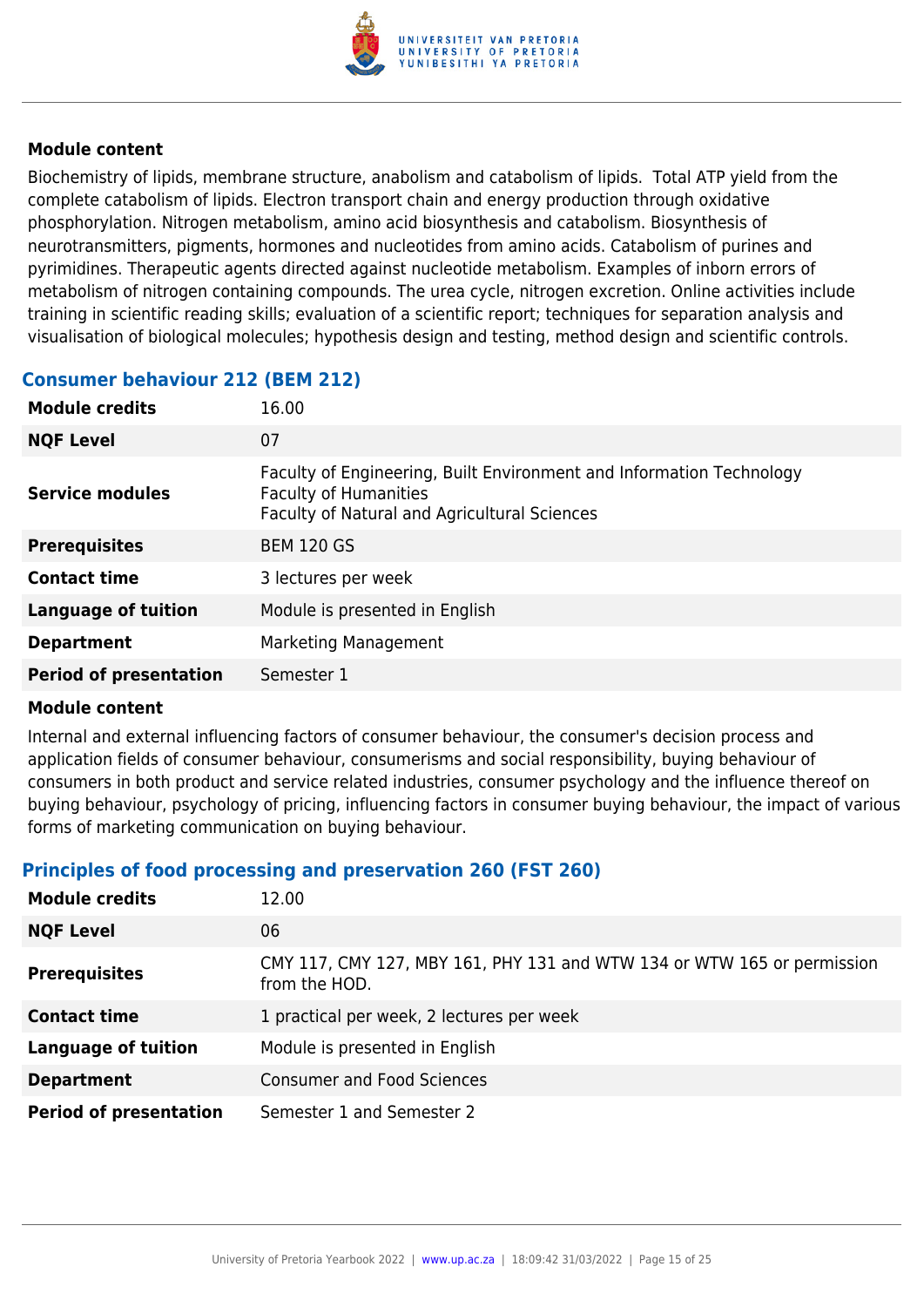**Module content**

Biochemistry of lipids, membrane structure, anabolism and catabolism of lipids. Total ATP yield from the complete catabolism of lipids. Electron transport chain and energy production through oxidative phosphorylation. Nitrogen metabolism, amino acid biosynthesis and catabolism. Biosynthesis of neurotransmitters, pigments, hormones and nucleotides from amino acids. Catabolism of purines and pyrimidines. Therapeutic agents directed against nucleotide metabolism. Examples of inborn errors of metabolism of nitrogen containing compounds. The urea cycle, nitrogen excretion. Online activities include training in scientific reading skills; evaluation of a scientific report; techniques for separation analysis and visualisation of biological molecules; hypothesis design and testing, method design and scientific controls.

### Consumer behaviour 212 (BEM 212)

| | |
|---|---|
| **Module credits** | 16.00 |
| **NQF Level** | 07 |
| **Service modules** | Faculty of Engineering, Built Environment and Information Technology<br>Faculty of Humanities<br>Faculty of Natural and Agricultural Sciences |
| **Prerequisites** | BEM 120 GS |
| **Contact time** | 3 lectures per week |
| **Language of tuition** | Module is presented in English |
| **Department** | Marketing Management |
| **Period of presentation** | Semester 1 |

**Module content**

Internal and external influencing factors of consumer behaviour, the consumer's decision process and application fields of consumer behaviour, consumerisms and social responsibility, buying behaviour of consumers in both product and service related industries, consumer psychology and the influence thereof on buying behaviour, psychology of pricing, influencing factors in consumer buying behaviour, the impact of various forms of marketing communication on buying behaviour.

### Principles of food processing and preservation 260 (FST 260)

| | |
|---|---|
| **Module credits** | 12.00 |
| **NQF Level** | 06 |
| **Prerequisites** | CMY 117, CMY 127, MBY 161, PHY 131 and WTW 134 or WTW 165 or permission from the HOD. |
| **Contact time** | 1 practical per week, 2 lectures per week |
| **Language of tuition** | Module is presented in English |
| **Department** | Consumer and Food Sciences |
| **Period of presentation** | Semester 1 and Semester 2 |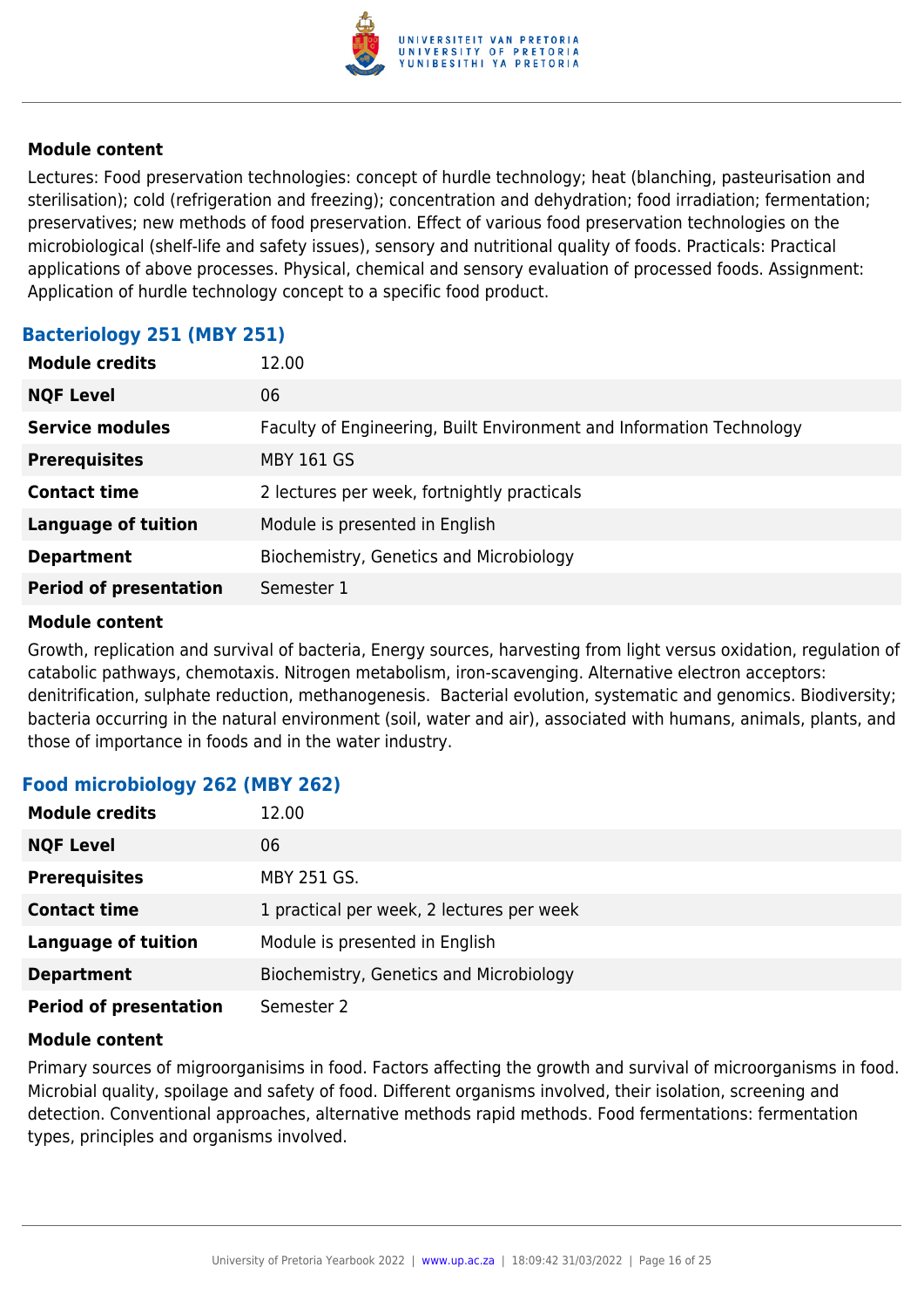#### Module content

Lectures: Food preservation technologies: concept of hurdle technology; heat (blanching, pasteurisation and sterilisation); cold (refrigeration and freezing); concentration and dehydration; food irradiation; fermentation; preservatives; new methods of food preservation. Effect of various food preservation technologies on the microbiological (shelf-life and safety issues), sensory and nutritional quality of foods. Practicals: Practical applications of above processes. Physical, chemical and sensory evaluation of processed foods. Assignment: Application of hurdle technology concept to a specific food product.

### Bacteriology 251 (MBY 251)

| | |
|---|---|
| **Module credits** | 12.00 |
| **NQF Level** | 06 |
| **Service modules** | Faculty of Engineering, Built Environment and Information Technology |
| **Prerequisites** | MBY 161 GS |
| **Contact time** | 2 lectures per week, fortnightly practicals |
| **Language of tuition** | Module is presented in English |
| **Department** | Biochemistry, Genetics and Microbiology |
| **Period of presentation** | Semester 1 |

#### Module content

Growth, replication and survival of bacteria, Energy sources, harvesting from light versus oxidation, regulation of catabolic pathways, chemotaxis. Nitrogen metabolism, iron-scavenging. Alternative electron acceptors: denitrification, sulphate reduction, methanogenesis. Bacterial evolution, systematic and genomics. Biodiversity; bacteria occurring in the natural environment (soil, water and air), associated with humans, animals, plants, and those of importance in foods and in the water industry.

### Food microbiology 262 (MBY 262)

| | |
|---|---|
| **Module credits** | 12.00 |
| **NQF Level** | 06 |
| **Prerequisites** | MBY 251 GS. |
| **Contact time** | 1 practical per week, 2 lectures per week |
| **Language of tuition** | Module is presented in English |
| **Department** | Biochemistry, Genetics and Microbiology |
| **Period of presentation** | Semester 2 |

#### Module content

Primary sources of migroorganisims in food. Factors affecting the growth and survival of microorganisms in food. Microbial quality, spoilage and safety of food. Different organisms involved, their isolation, screening and detection. Conventional approaches, alternative methods rapid methods. Food fermentations: fermentation types, principles and organisms involved.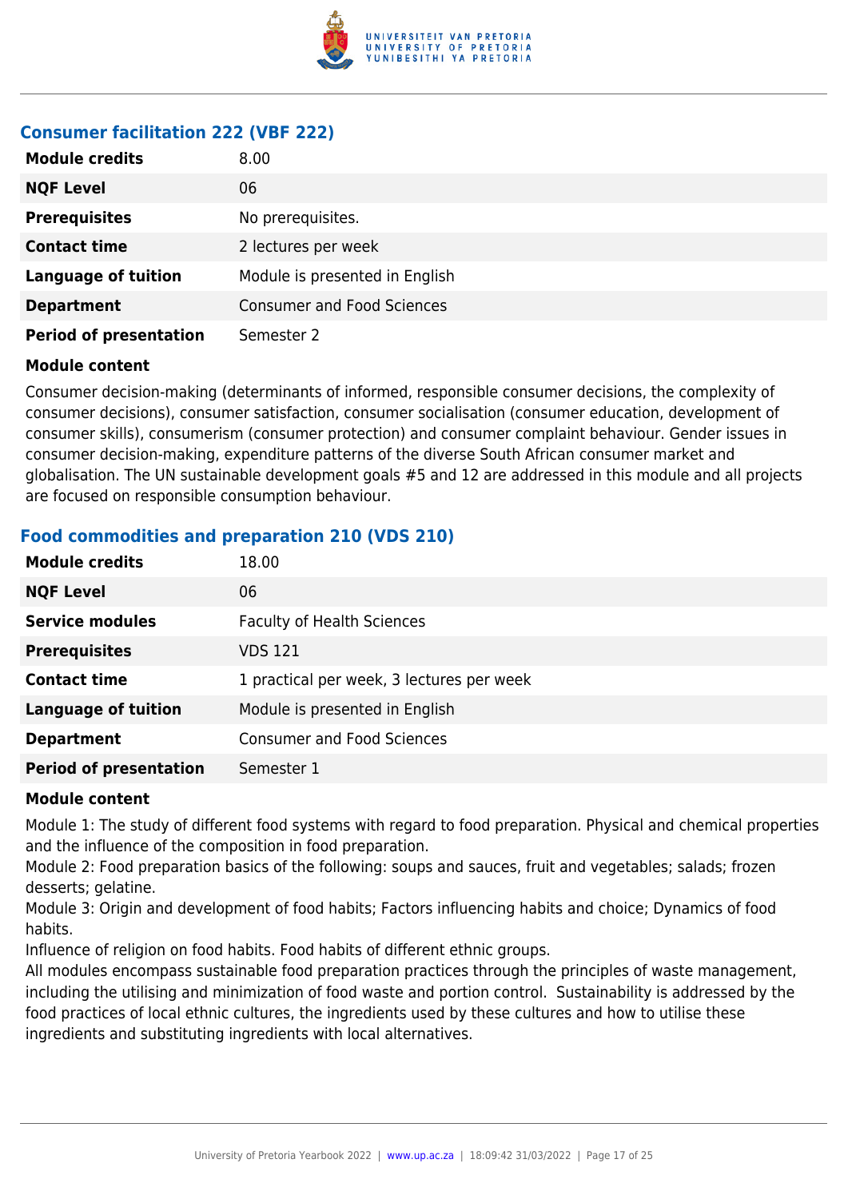### Consumer facilitation 222 (VBF 222)

| | |
|---|---|
| **Module credits** | 8.00 |
| **NQF Level** | 06 |
| **Prerequisites** | No prerequisites. |
| **Contact time** | 2 lectures per week |
| **Language of tuition** | Module is presented in English |
| **Department** | Consumer and Food Sciences |
| **Period of presentation** | Semester 2 |

**Module content**

Consumer decision-making (determinants of informed, responsible consumer decisions, the complexity of consumer decisions), consumer satisfaction, consumer socialisation (consumer education, development of consumer skills), consumerism (consumer protection) and consumer complaint behaviour. Gender issues in consumer decision-making, expenditure patterns of the diverse South African consumer market and globalisation. The UN sustainable development goals #5 and 12 are addressed in this module and all projects are focused on responsible consumption behaviour.

### Food commodities and preparation 210 (VDS 210)

| | |
|---|---|
| **Module credits** | 18.00 |
| **NQF Level** | 06 |
| **Service modules** | Faculty of Health Sciences |
| **Prerequisites** | VDS 121 |
| **Contact time** | 1 practical per week, 3 lectures per week |
| **Language of tuition** | Module is presented in English |
| **Department** | Consumer and Food Sciences |
| **Period of presentation** | Semester 1 |

**Module content**

Module 1: The study of different food systems with regard to food preparation. Physical and chemical properties and the influence of the composition in food preparation.
Module 2: Food preparation basics of the following: soups and sauces, fruit and vegetables; salads; frozen desserts; gelatine.
Module 3: Origin and development of food habits; Factors influencing habits and choice; Dynamics of food habits.
Influence of religion on food habits. Food habits of different ethnic groups.
All modules encompass sustainable food preparation practices through the principles of waste management, including the utilising and minimization of food waste and portion control. Sustainability is addressed by the food practices of local ethnic cultures, the ingredients used by these cultures and how to utilise these ingredients and substituting ingredients with local alternatives.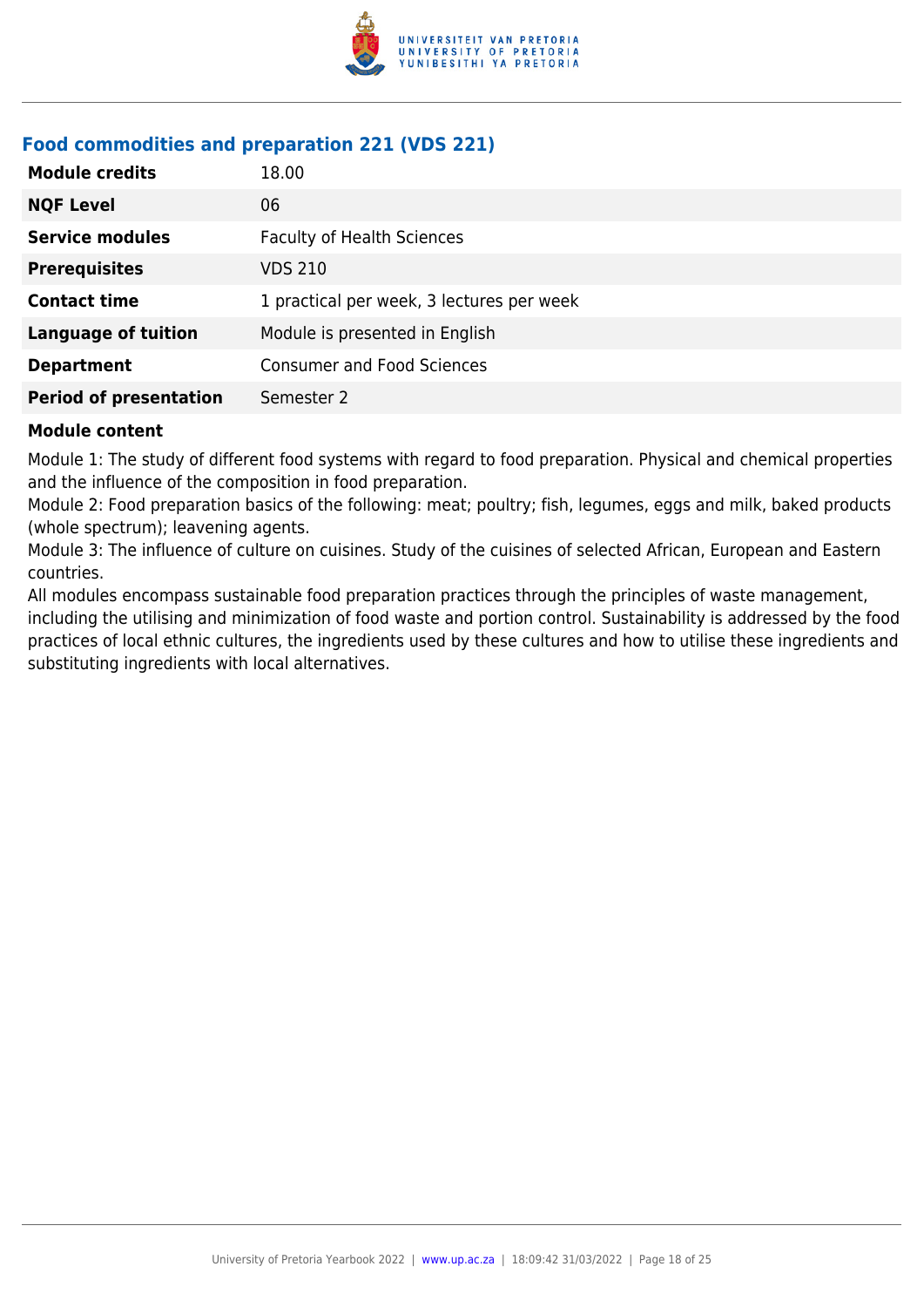## Food commodities and preparation 221 (VDS 221)

| | |
|---|---|
| **Module credits** | 18.00 |
| **NQF Level** | 06 |
| **Service modules** | Faculty of Health Sciences |
| **Prerequisites** | VDS 210 |
| **Contact time** | 1 practical per week, 3 lectures per week |
| **Language of tuition** | Module is presented in English |
| **Department** | Consumer and Food Sciences |
| **Period of presentation** | Semester 2 |

**Module content**

Module 1: The study of different food systems with regard to food preparation. Physical and chemical properties and the influence of the composition in food preparation.

Module 2: Food preparation basics of the following: meat; poultry; fish, legumes, eggs and milk, baked products (whole spectrum); leavening agents.

Module 3: The influence of culture on cuisines. Study of the cuisines of selected African, European and Eastern countries.

All modules encompass sustainable food preparation practices through the principles of waste management, including the utilising and minimization of food waste and portion control. Sustainability is addressed by the food practices of local ethnic cultures, the ingredients used by these cultures and how to utilise these ingredients and substituting ingredients with local alternatives.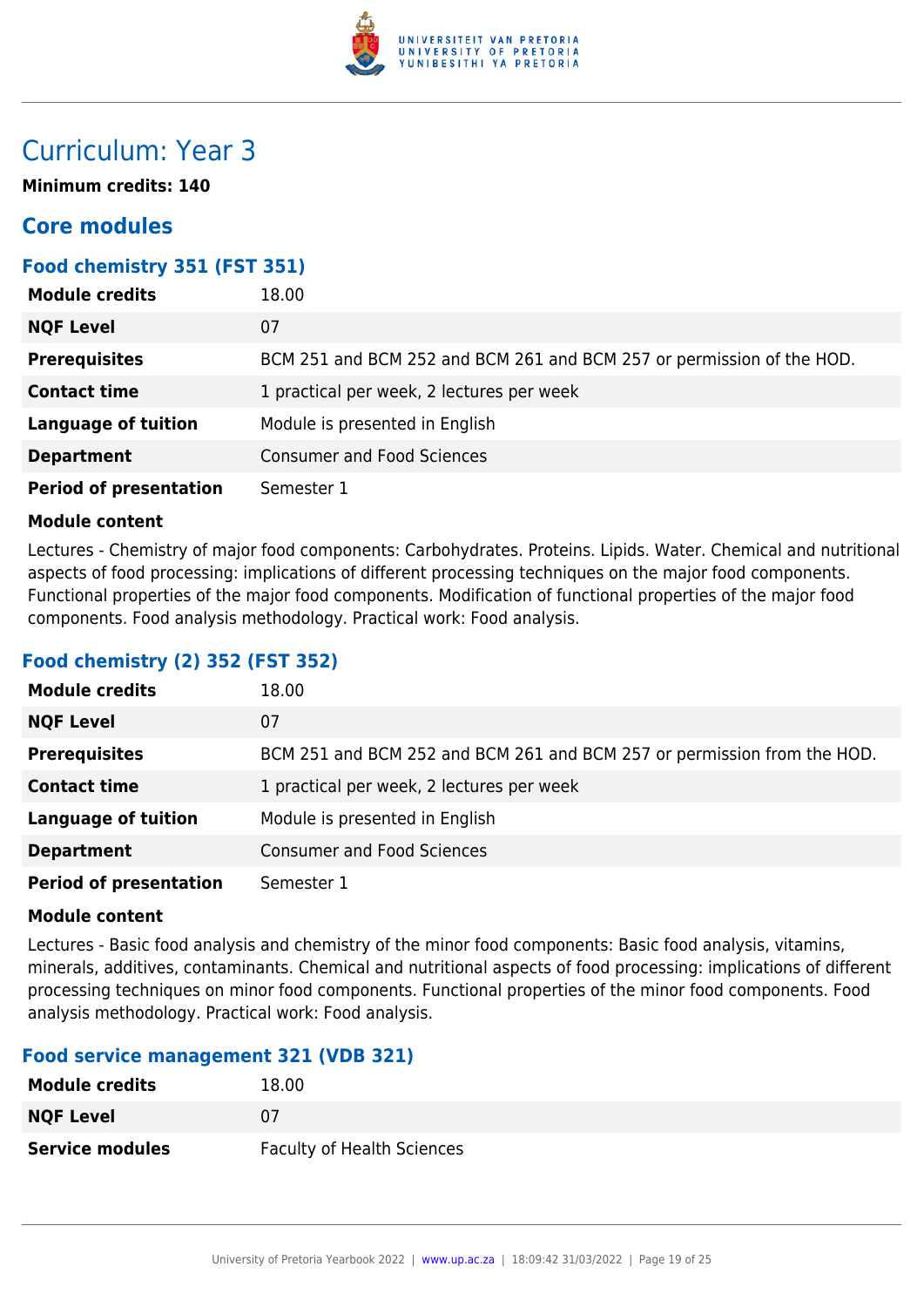# Curriculum: Year 3

**Minimum credits: 140**

## Core modules

### Food chemistry 351 (FST 351)

| | |
|---|---|
| **Module credits** | 18.00 |
| **NQF Level** | 07 |
| **Prerequisites** | BCM 251 and BCM 252 and BCM 261 and BCM 257 or permission of the HOD. |
| **Contact time** | 1 practical per week, 2 lectures per week |
| **Language of tuition** | Module is presented in English |
| **Department** | Consumer and Food Sciences |
| **Period of presentation** | Semester 1 |

**Module content**

Lectures - Chemistry of major food components: Carbohydrates. Proteins. Lipids. Water. Chemical and nutritional aspects of food processing: implications of different processing techniques on the major food components. Functional properties of the major food components. Modification of functional properties of the major food components. Food analysis methodology. Practical work: Food analysis.

### Food chemistry (2) 352 (FST 352)

| | |
|---|---|
| **Module credits** | 18.00 |
| **NQF Level** | 07 |
| **Prerequisites** | BCM 251 and BCM 252 and BCM 261 and BCM 257 or permission from the HOD. |
| **Contact time** | 1 practical per week, 2 lectures per week |
| **Language of tuition** | Module is presented in English |
| **Department** | Consumer and Food Sciences |
| **Period of presentation** | Semester 1 |

**Module content**

Lectures - Basic food analysis and chemistry of the minor food components: Basic food analysis, vitamins, minerals, additives, contaminants. Chemical and nutritional aspects of food processing: implications of different processing techniques on minor food components. Functional properties of the minor food components. Food analysis methodology. Practical work: Food analysis.

### Food service management 321 (VDB 321)

| | |
|---|---|
| **Module credits** | 18.00 |
| **NQF Level** | 07 |
| **Service modules** | Faculty of Health Sciences |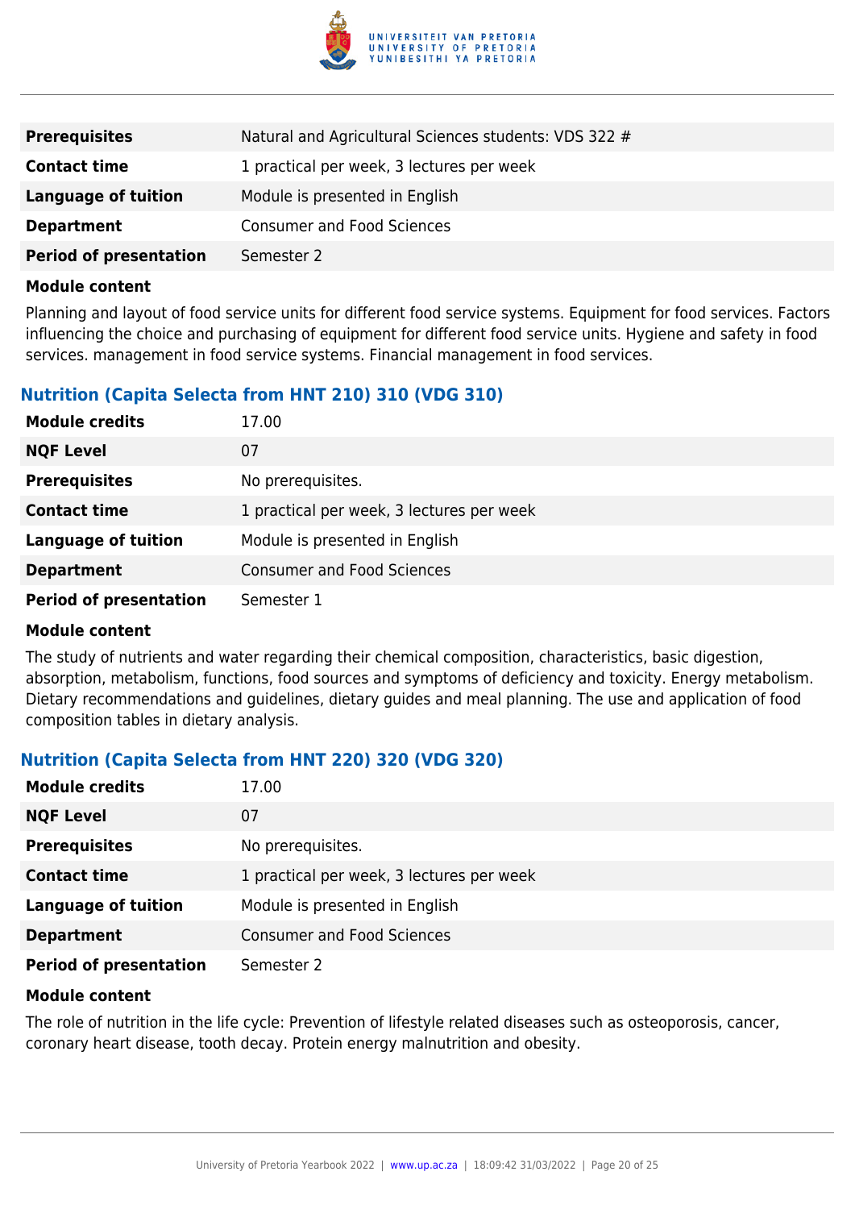| | |
|---|---|
| **Prerequisites** | Natural and Agricultural Sciences students: VDS 322 # |
| **Contact time** | 1 practical per week, 3 lectures per week |
| **Language of tuition** | Module is presented in English |
| **Department** | Consumer and Food Sciences |
| **Period of presentation** | Semester 2 |

**Module content**

Planning and layout of food service units for different food service systems. Equipment for food services. Factors influencing the choice and purchasing of equipment for different food service units. Hygiene and safety in food services. management in food service systems. Financial management in food services.

### Nutrition (Capita Selecta from HNT 210) 310 (VDG 310)

| | |
|---|---|
| **Module credits** | 17.00 |
| **NQF Level** | 07 |
| **Prerequisites** | No prerequisites. |
| **Contact time** | 1 practical per week, 3 lectures per week |
| **Language of tuition** | Module is presented in English |
| **Department** | Consumer and Food Sciences |
| **Period of presentation** | Semester 1 |

**Module content**

The study of nutrients and water regarding their chemical composition, characteristics, basic digestion, absorption, metabolism, functions, food sources and symptoms of deficiency and toxicity. Energy metabolism. Dietary recommendations and guidelines, dietary guides and meal planning. The use and application of food composition tables in dietary analysis.

### Nutrition (Capita Selecta from HNT 220) 320 (VDG 320)

| | |
|---|---|
| **Module credits** | 17.00 |
| **NQF Level** | 07 |
| **Prerequisites** | No prerequisites. |
| **Contact time** | 1 practical per week, 3 lectures per week |
| **Language of tuition** | Module is presented in English |
| **Department** | Consumer and Food Sciences |
| **Period of presentation** | Semester 2 |

**Module content**

The role of nutrition in the life cycle: Prevention of lifestyle related diseases such as osteoporosis, cancer, coronary heart disease, tooth decay. Protein energy malnutrition and obesity.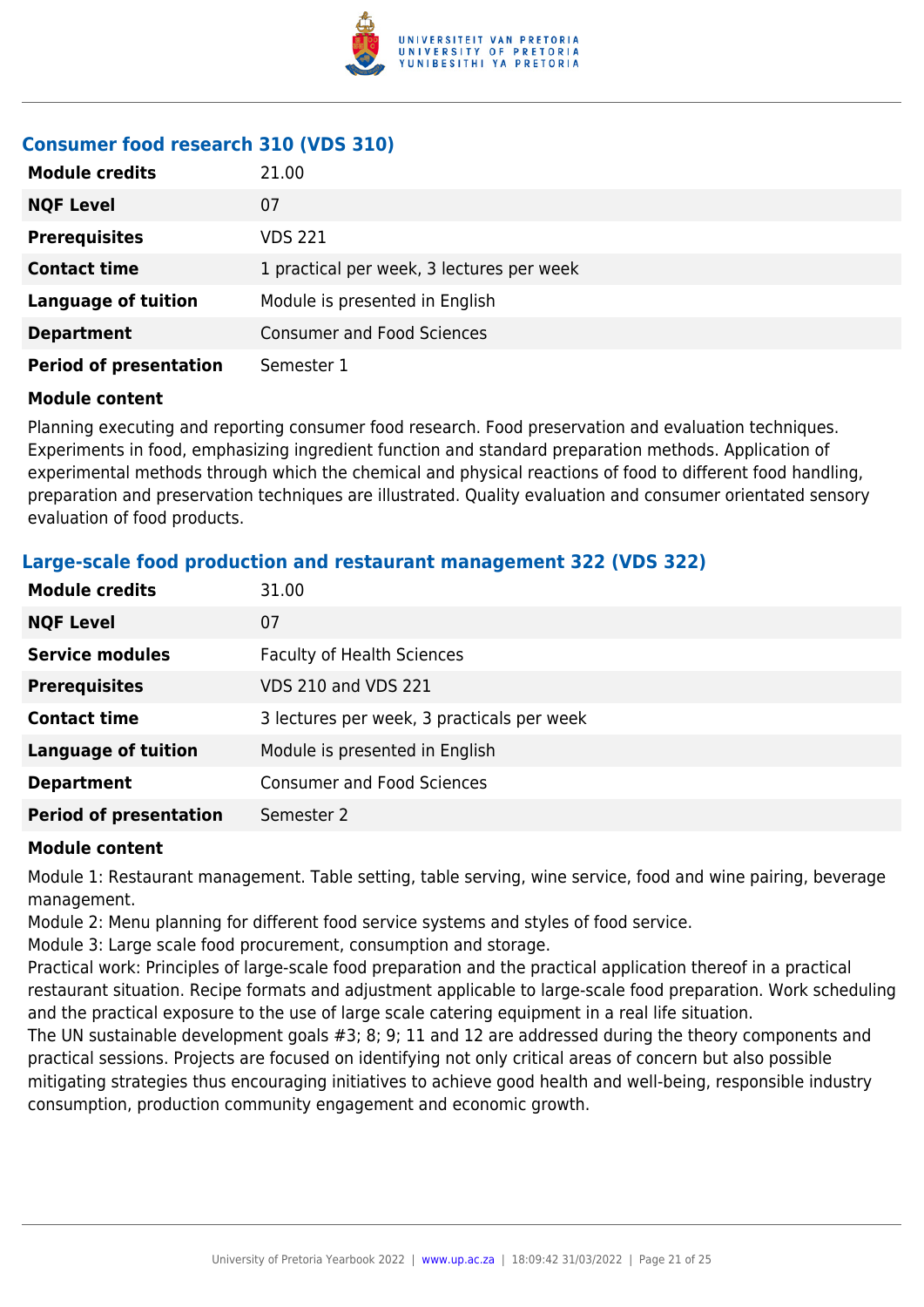### Consumer food research 310 (VDS 310)

| | |
|---|---|
| **Module credits** | 21.00 |
| **NQF Level** | 07 |
| **Prerequisites** | VDS 221 |
| **Contact time** | 1 practical per week, 3 lectures per week |
| **Language of tuition** | Module is presented in English |
| **Department** | Consumer and Food Sciences |
| **Period of presentation** | Semester 1 |

**Module content**

Planning executing and reporting consumer food research. Food preservation and evaluation techniques. Experiments in food, emphasizing ingredient function and standard preparation methods. Application of experimental methods through which the chemical and physical reactions of food to different food handling, preparation and preservation techniques are illustrated. Quality evaluation and consumer orientated sensory evaluation of food products.

### Large-scale food production and restaurant management 322 (VDS 322)

| | |
|---|---|
| **Module credits** | 31.00 |
| **NQF Level** | 07 |
| **Service modules** | Faculty of Health Sciences |
| **Prerequisites** | VDS 210 and VDS 221 |
| **Contact time** | 3 lectures per week, 3 practicals per week |
| **Language of tuition** | Module is presented in English |
| **Department** | Consumer and Food Sciences |
| **Period of presentation** | Semester 2 |

**Module content**

Module 1: Restaurant management. Table setting, table serving, wine service, food and wine pairing, beverage management.
Module 2: Menu planning for different food service systems and styles of food service.
Module 3: Large scale food procurement, consumption and storage.
Practical work: Principles of large-scale food preparation and the practical application thereof in a practical restaurant situation. Recipe formats and adjustment applicable to large-scale food preparation. Work scheduling and the practical exposure to the use of large scale catering equipment in a real life situation.
The UN sustainable development goals #3; 8; 9; 11 and 12 are addressed during the theory components and practical sessions. Projects are focused on identifying not only critical areas of concern but also possible mitigating strategies thus encouraging initiatives to achieve good health and well-being, responsible industry consumption, production community engagement and economic growth.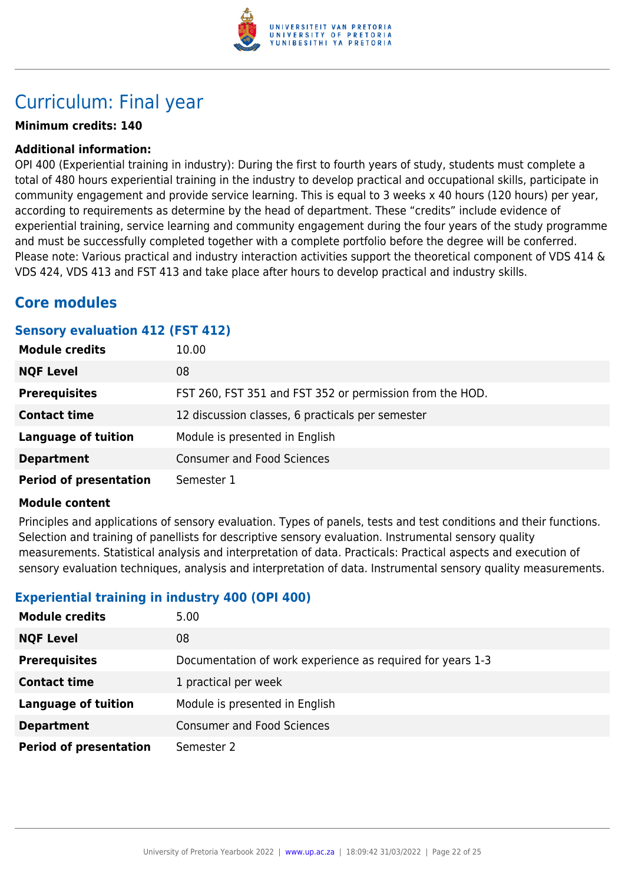# Curriculum: Final year

**Minimum credits: 140**

**Additional information:**

OPI 400 (Experiential training in industry): During the first to fourth years of study, students must complete a total of 480 hours experiential training in the industry to develop practical and occupational skills, participate in community engagement and provide service learning. This is equal to 3 weeks x 40 hours (120 hours) per year, according to requirements as determine by the head of department. These "credits" include evidence of experiential training, service learning and community engagement during the four years of the study programme and must be successfully completed together with a complete portfolio before the degree will be conferred. Please note: Various practical and industry interaction activities support the theoretical component of VDS 414 & VDS 424, VDS 413 and FST 413 and take place after hours to develop practical and industry skills.

## Core modules

### Sensory evaluation 412 (FST 412)

| | |
|---|---|
| **Module credits** | 10.00 |
| **NQF Level** | 08 |
| **Prerequisites** | FST 260, FST 351 and FST 352 or permission from the HOD. |
| **Contact time** | 12 discussion classes, 6 practicals per semester |
| **Language of tuition** | Module is presented in English |
| **Department** | Consumer and Food Sciences |
| **Period of presentation** | Semester 1 |

**Module content**

Principles and applications of sensory evaluation. Types of panels, tests and test conditions and their functions. Selection and training of panellists for descriptive sensory evaluation. Instrumental sensory quality measurements. Statistical analysis and interpretation of data. Practicals: Practical aspects and execution of sensory evaluation techniques, analysis and interpretation of data. Instrumental sensory quality measurements.

### Experiential training in industry 400 (OPI 400)

| | |
|---|---|
| **Module credits** | 5.00 |
| **NQF Level** | 08 |
| **Prerequisites** | Documentation of work experience as required for years 1-3 |
| **Contact time** | 1 practical per week |
| **Language of tuition** | Module is presented in English |
| **Department** | Consumer and Food Sciences |
| **Period of presentation** | Semester 2 |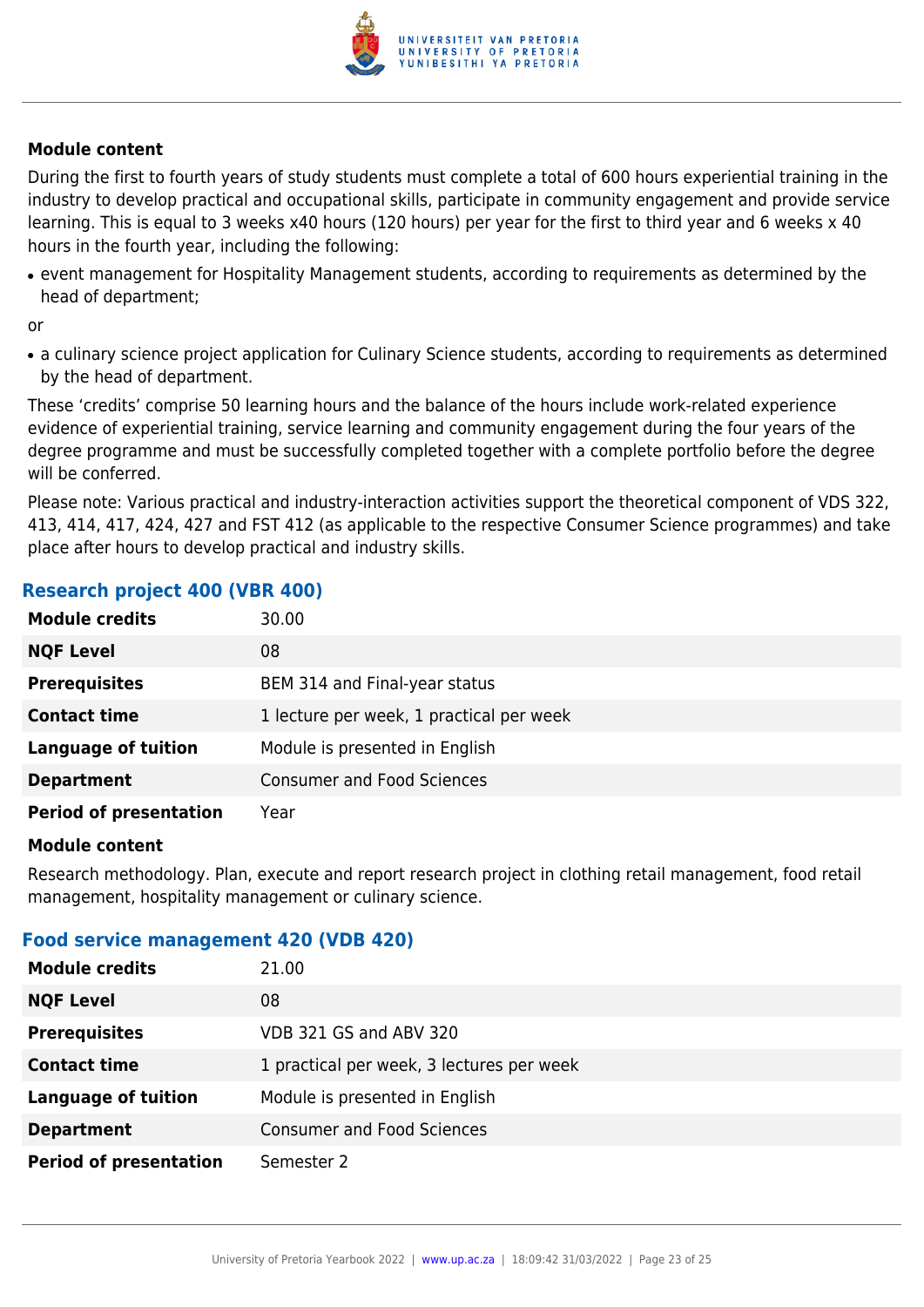**Module content**

During the first to fourth years of study students must complete a total of 600 hours experiential training in the industry to develop practical and occupational skills, participate in community engagement and provide service learning. This is equal to 3 weeks x40 hours (120 hours) per year for the first to third year and 6 weeks x 40 hours in the fourth year, including the following:

- event management for Hospitality Management students, according to requirements as determined by the head of department;

or

- a culinary science project application for Culinary Science students, according to requirements as determined by the head of department.

These 'credits' comprise 50 learning hours and the balance of the hours include work-related experience evidence of experiential training, service learning and community engagement during the four years of the degree programme and must be successfully completed together with a complete portfolio before the degree will be conferred.

Please note: Various practical and industry-interaction activities support the theoretical component of VDS 322, 413, 414, 417, 424, 427 and FST 412 (as applicable to the respective Consumer Science programmes) and take place after hours to develop practical and industry skills.

### Research project 400 (VBR 400)

| | |
|---|---|
| **Module credits** | 30.00 |
| **NQF Level** | 08 |
| **Prerequisites** | BEM 314 and Final-year status |
| **Contact time** | 1 lecture per week, 1 practical per week |
| **Language of tuition** | Module is presented in English |
| **Department** | Consumer and Food Sciences |
| **Period of presentation** | Year |

**Module content**

Research methodology. Plan, execute and report research project in clothing retail management, food retail management, hospitality management or culinary science.

### Food service management 420 (VDB 420)

| | |
|---|---|
| **Module credits** | 21.00 |
| **NQF Level** | 08 |
| **Prerequisites** | VDB 321 GS and ABV 320 |
| **Contact time** | 1 practical per week, 3 lectures per week |
| **Language of tuition** | Module is presented in English |
| **Department** | Consumer and Food Sciences |
| **Period of presentation** | Semester 2 |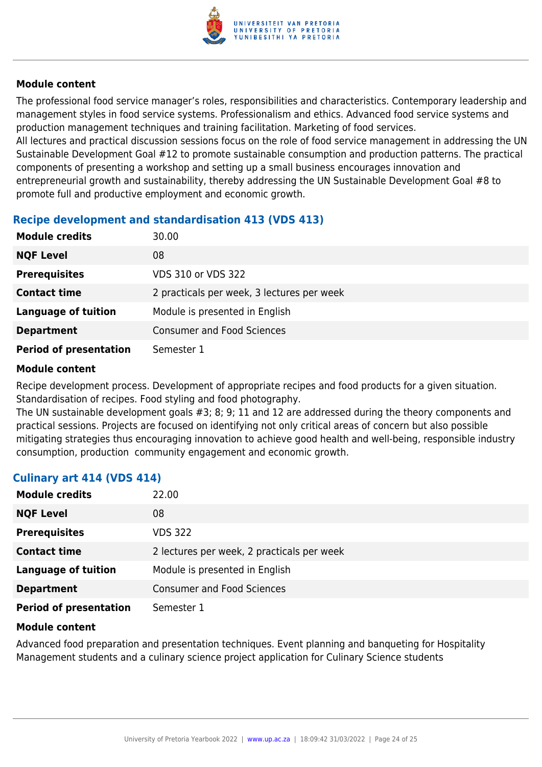**Module content**

The professional food service manager's roles, responsibilities and characteristics. Contemporary leadership and management styles in food service systems. Professionalism and ethics. Advanced food service systems and production management techniques and training facilitation. Marketing of food services.
All lectures and practical discussion sessions focus on the role of food service management in addressing the UN Sustainable Development Goal #12 to promote sustainable consumption and production patterns. The practical components of presenting a workshop and setting up a small business encourages innovation and entrepreneurial growth and sustainability, thereby addressing the UN Sustainable Development Goal #8 to promote full and productive employment and economic growth.

### Recipe development and standardisation 413 (VDS 413)

| | |
|---|---|
| **Module credits** | 30.00 |
| **NQF Level** | 08 |
| **Prerequisites** | VDS 310 or VDS 322 |
| **Contact time** | 2 practicals per week, 3 lectures per week |
| **Language of tuition** | Module is presented in English |
| **Department** | Consumer and Food Sciences |
| **Period of presentation** | Semester 1 |

**Module content**

Recipe development process. Development of appropriate recipes and food products for a given situation. Standardisation of recipes. Food styling and food photography.
The UN sustainable development goals #3; 8; 9; 11 and 12 are addressed during the theory components and practical sessions. Projects are focused on identifying not only critical areas of concern but also possible mitigating strategies thus encouraging innovation to achieve good health and well-being, responsible industry consumption, production community engagement and economic growth.

### Culinary art 414 (VDS 414)

| | |
|---|---|
| **Module credits** | 22.00 |
| **NQF Level** | 08 |
| **Prerequisites** | VDS 322 |
| **Contact time** | 2 lectures per week, 2 practicals per week |
| **Language of tuition** | Module is presented in English |
| **Department** | Consumer and Food Sciences |
| **Period of presentation** | Semester 1 |

**Module content**

Advanced food preparation and presentation techniques. Event planning and banqueting for Hospitality Management students and a culinary science project application for Culinary Science students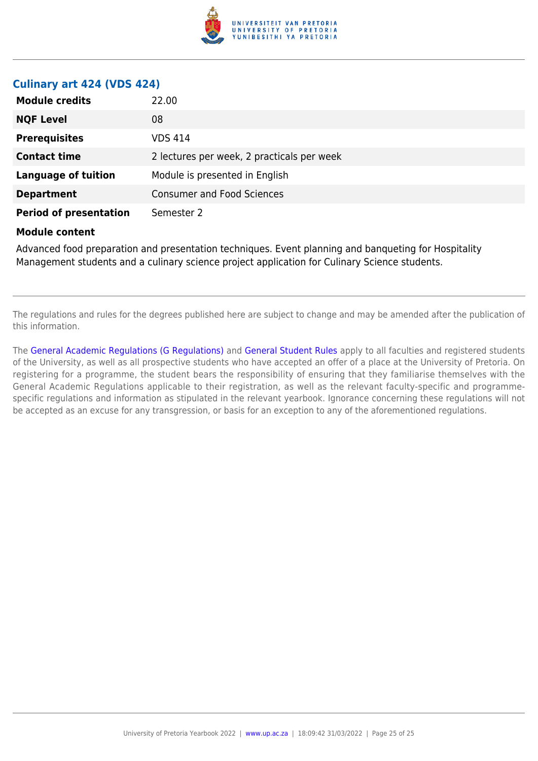### Culinary art 424 (VDS 424)

| | |
|---|---|
| **Module credits** | 22.00 |
| **NQF Level** | 08 |
| **Prerequisites** | VDS 414 |
| **Contact time** | 2 lectures per week, 2 practicals per week |
| **Language of tuition** | Module is presented in English |
| **Department** | Consumer and Food Sciences |
| **Period of presentation** | Semester 2 |

**Module content**

Advanced food preparation and presentation techniques. Event planning and banqueting for Hospitality Management students and a culinary science project application for Culinary Science students.

---

The regulations and rules for the degrees published here are subject to change and may be amended after the publication of this information.

The General Academic Regulations (G Regulations) and General Student Rules apply to all faculties and registered students of the University, as well as all prospective students who have accepted an offer of a place at the University of Pretoria. On registering for a programme, the student bears the responsibility of ensuring that they familiarise themselves with the General Academic Regulations applicable to their registration, as well as the relevant faculty-specific and programme-specific regulations and information as stipulated in the relevant yearbook. Ignorance concerning these regulations will not be accepted as an excuse for any transgression, or basis for an exception to any of the aforementioned regulations.